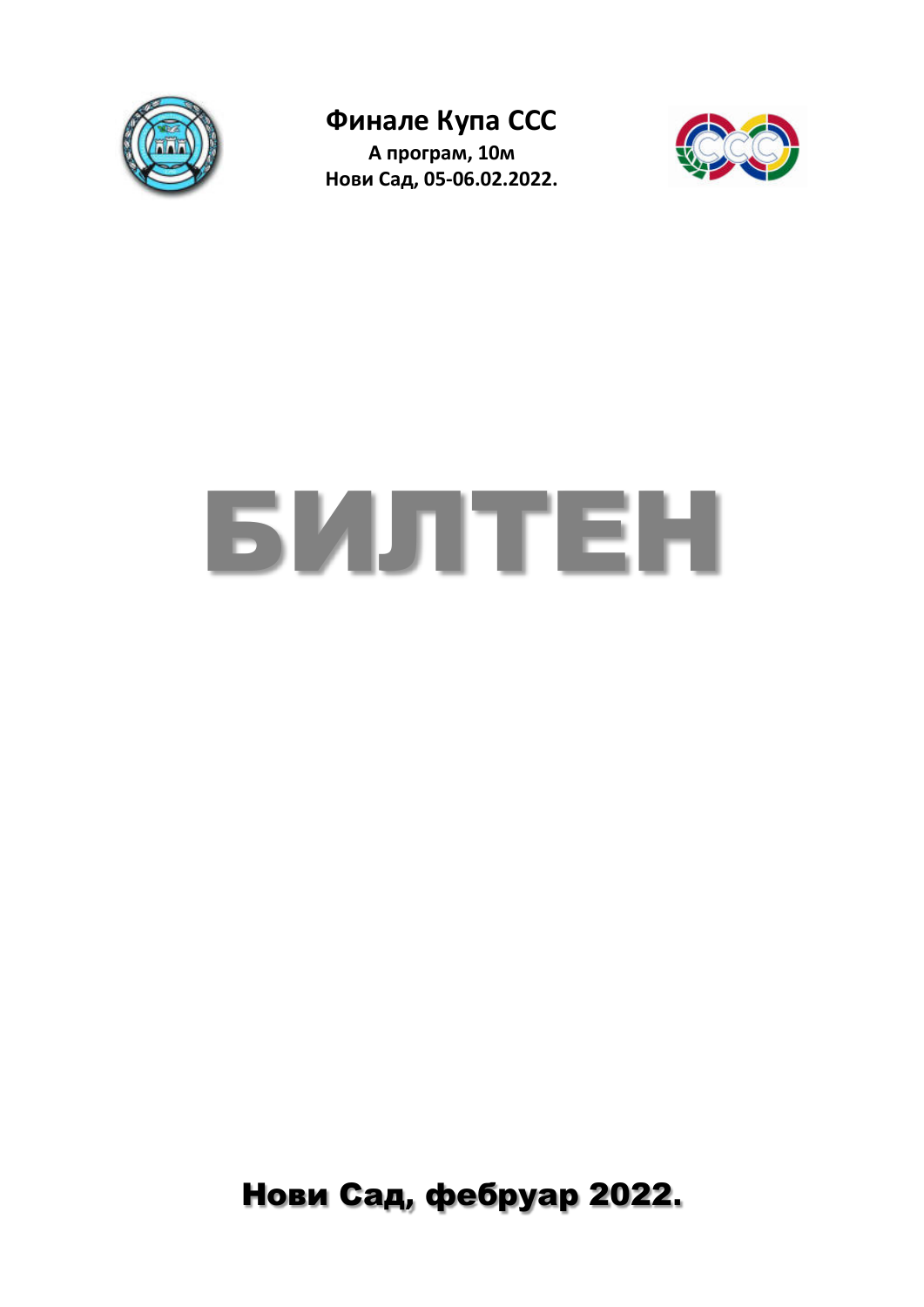# Финале Купа ССС

**А програм, 10м**
**Нови Сад, 05-06.02.2022.**

# БИЛТЕН

**Нови Сад, фебруар 2022.**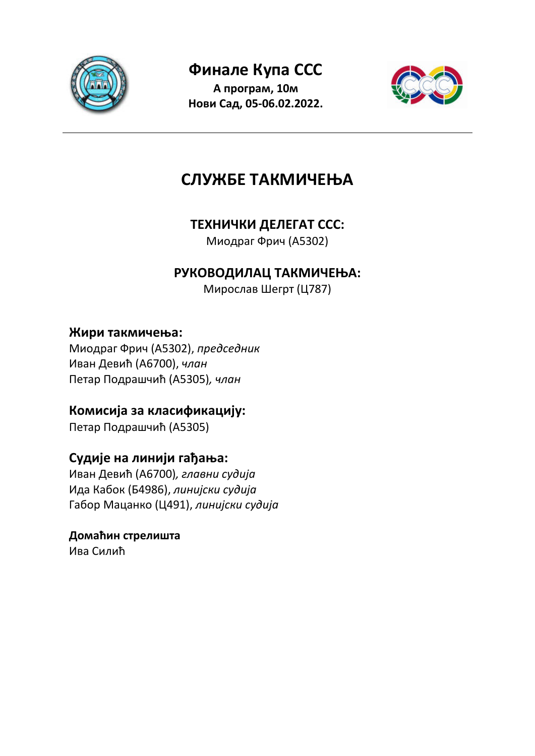# Финале Купа ССС

**А програм, 10м**
**Нови Сад, 05-06.02.2022.**

---

## СЛУЖБЕ ТАКМИЧЕЊА

### ТЕХНИЧКИ ДЕЛЕГАТ ССС:

Миодраг Фрич (А5302)

### РУКОВОДИЛАЦ ТАКМИЧЕЊА:

Мирослав Шегрт (Ц787)

**Жири такмичења:**
Миодраг Фрич (А5302), *председник*
Иван Девић (А6700), *члан*
Петар Подрашчић (А5305), *члан*

**Комисија за класификацију:**
Петар Подрашчић (А5305)

**Судије на линији гађања:**
Иван Девић (А6700), *главни судија*
Ида Кабок (Б4986), *линијски судија*
Габор Маџанко (Ц491), *линијски судија*

**Домаћин стрелишта**
Ива Силић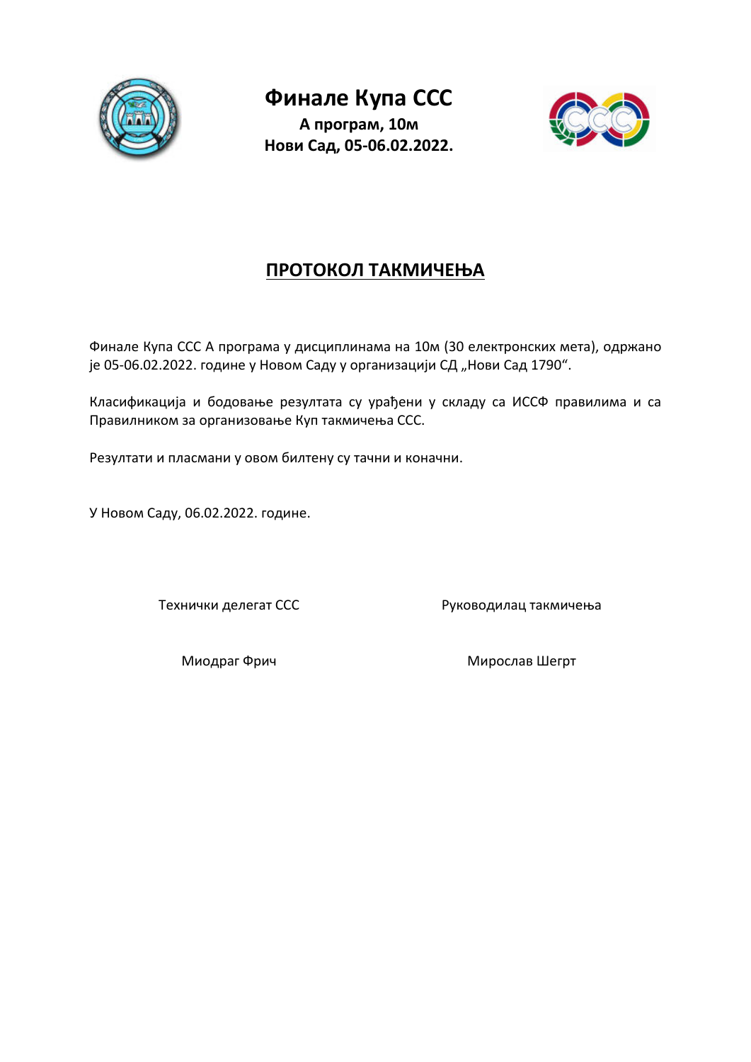# Финале Купа ССС

**А програм, 10м**
**Нови Сад, 05-06.02.2022.**

## ПРОТОКОЛ ТАКМИЧЕЊА

Финале Купа ССС А програма у дисциплинама на 10м (30 електронских мета), одржано је 05-06.02.2022. године у Новом Саду у организацији СД „Нови Сад 1790“.

Класификација и бодовање резултата су урађени у складу са ИССФ правилима и са Правилником за организовање Куп такмичења ССС.

Резултати и пласмани у овом билтену су тачни и коначни.

У Новом Саду, 06.02.2022. године.

| Технички делегат ССС | Руководилац такмичења |
| --- | --- |
| Миодраг Фрич | Мирослав Шегрт |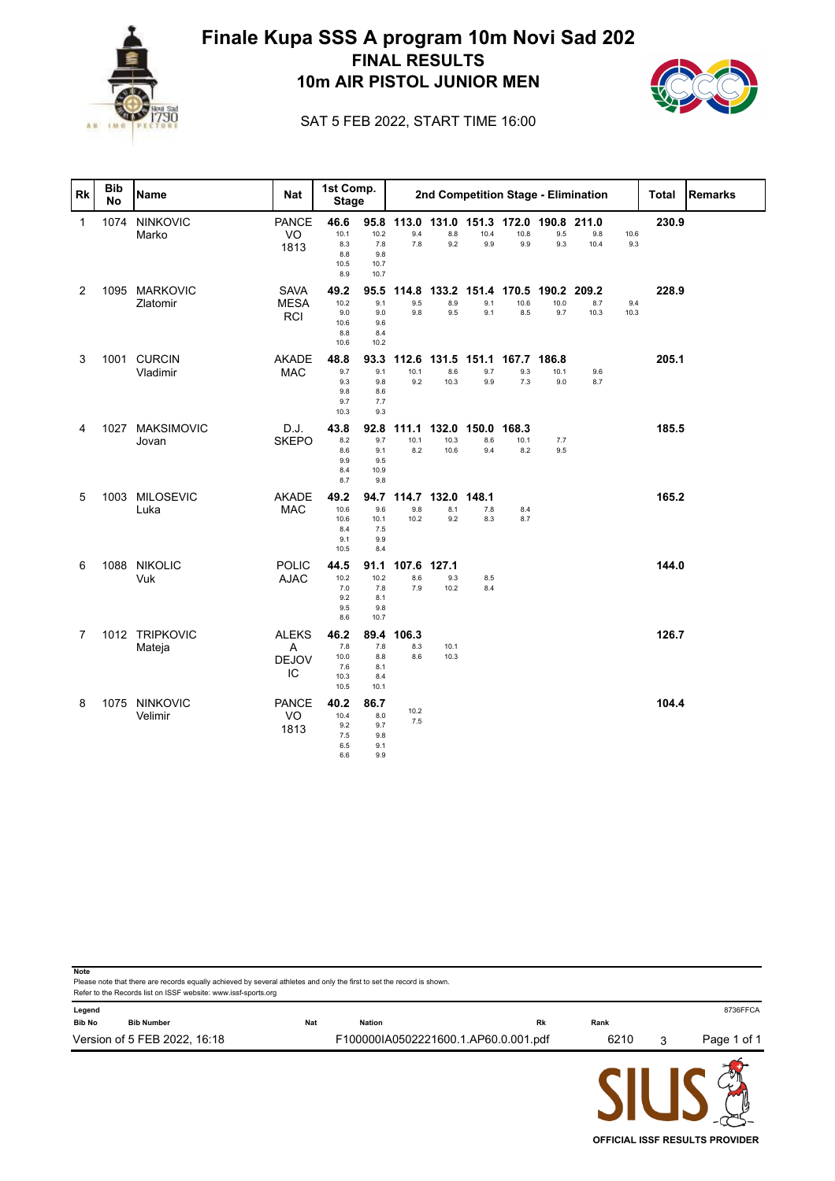# Finale Kupa SSS A program 10m Novi Sad 202

## FINAL RESULTS

## 10m AIR PISTOL JUNIOR MEN

SAT 5 FEB 2022, START TIME 16:00

| Rk | Bib No | Name | Nat | 1st Comp. Stage | | 2nd Competition Stage - Elimination | | | | | | | | Total | Remarks |
|---|---|---|---|---|---|---|---|---|---|---|---|---|---|---|---|
| 1 | 1074 | NINKOVIC Marko | PANCEVO 1813 | **46.6** 10.1 8.3 8.8 10.5 8.9 | **95.8** 10.2 7.8 9.8 10.7 10.7 | **113.0** 9.4 7.8 | **131.0** 8.8 9.2 | **151.3** 10.4 9.9 | **172.0** 10.8 9.9 | **190.8** 9.5 9.3 | **211.0** 9.8 10.4 | 10.6 9.3 | **230.9** | |
| 2 | 1095 | MARKOVIC Zlatomir | SAVA MESARCI | **49.2** 10.2 9.0 10.6 8.8 10.6 | **95.5** 9.1 9.0 9.6 8.4 10.2 | **114.8** 9.5 9.8 | **133.2** 8.9 9.5 | **151.4** 9.1 9.1 | **170.5** 10.6 8.5 | **190.2** 10.0 9.7 | **209.2** 8.7 10.3 | 9.4 10.3 | **228.9** | |
| 3 | 1001 | CURCIN Vladimir | AKADEMAC | **48.8** 9.7 9.3 9.8 9.7 10.3 | **93.3** 9.1 9.8 8.6 7.7 9.3 | **112.6** 10.1 9.2 | **131.5** 8.6 10.3 | **151.1** 9.7 9.9 | **167.7** 9.3 7.3 | **186.8** 10.1 9.0 | 9.6 8.7 | | **205.1** | |
| 4 | 1027 | MAKSIMOVIC Jovan | D.J. SKEPO | **43.8** 8.2 8.6 9.9 8.4 8.7 | **92.8** 9.7 9.1 9.5 10.9 9.8 | **111.1** 10.1 8.2 | **132.0** 10.3 10.6 | **150.0** 8.6 9.4 | **168.3** 10.1 8.2 | 7.7 9.5 | | | **185.5** | |
| 5 | 1003 | MILOSEVIC Luka | AKADEMAC | **49.2** 10.6 10.6 8.4 9.1 10.5 | **94.7** 9.6 10.1 7.5 9.9 8.4 | **114.7** 9.8 10.2 | **132.0** 8.1 9.2 | **148.1** 7.8 8.3 | 8.4 8.7 | | | | **165.2** | |
| 6 | 1088 | NIKOLIC Vuk | POLICAJAC | **44.5** 10.2 7.0 9.2 9.5 8.6 | **91.1** 10.2 7.8 8.1 9.8 10.7 | **107.6** 8.6 7.9 | **127.1** 9.3 10.2 | 8.5 8.4 | | | | | **144.0** | |
| 7 | 1012 | TRIPKOVIC Mateja | ALEKSA DEJOVIC | **46.2** 7.8 10.0 7.6 10.3 10.5 | **89.4** 7.8 8.8 8.1 8.4 10.1 | **106.3** 8.3 8.6 | 10.1 10.3 | | | | | | **126.7** | |
| 8 | 1075 | NINKOVIC Velimir | PANCEVO 1813 | **40.2** 10.4 9.2 7.5 6.5 6.6 | **86.7** 8.0 9.7 9.8 9.1 9.9 | 10.2 7.5 | | | | | | | **104.4** | |

**Note**
Please note that there are records equally achieved by several athletes and only the first to set the record is shown.
Refer to the Records list on ISSF website: www.issf-sports.org

**Legend**

| Bib No | Bib Number | Nat | Nation | Rk | Rank |
|---|---|---|---|---|---|

8736FFCA

Version of 5 FEB 2022, 16:18 — F100000IA0502221600.1.AP60.0.001.pdf — 6210 — 3

OFFICIAL ISSF RESULTS PROVIDER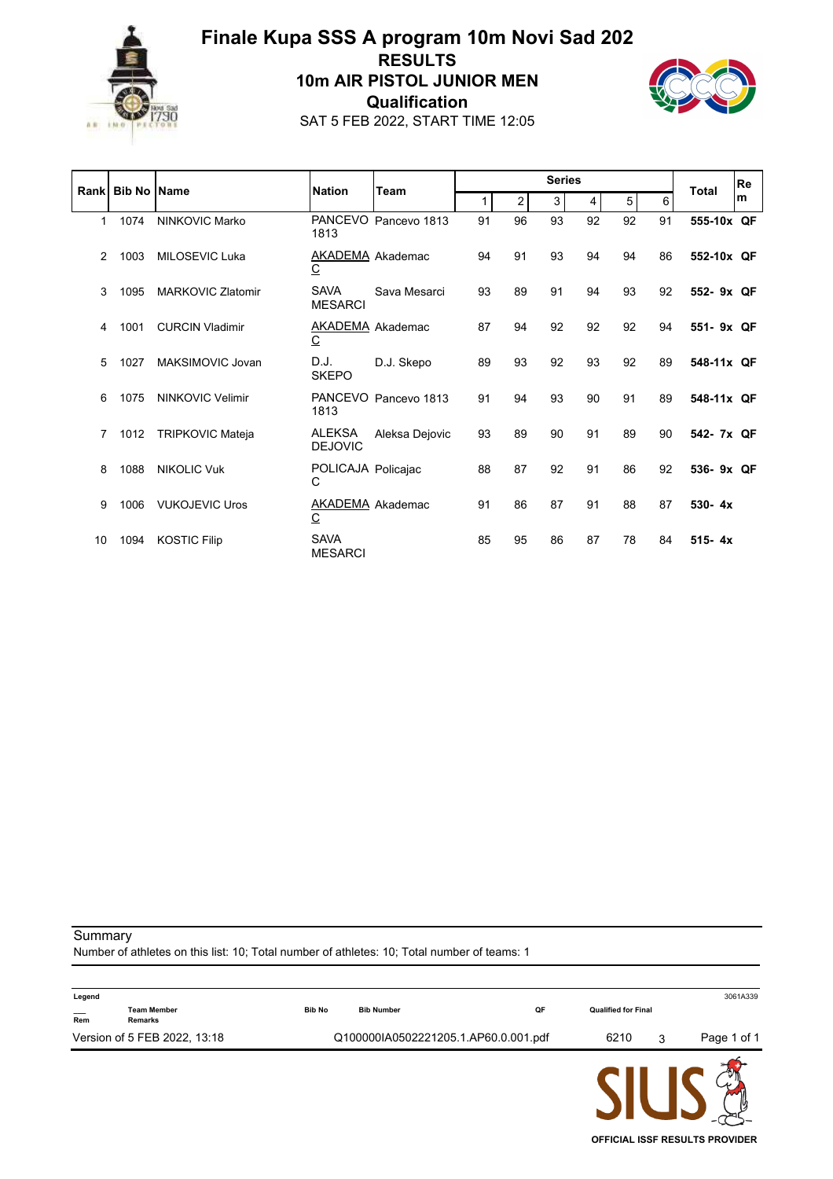# Finale Kupa SSS A program 10m Novi Sad 202

## RESULTS

## 10m AIR PISTOL JUNIOR MEN

## Qualification

SAT 5 FEB 2022, START TIME 12:05

| Rank | Bib No | Name | Nation | Team | Series 1 | 2 | 3 | 4 | 5 | 6 | Total | Rem |
|---|---|---|---|---|---|---|---|---|---|---|---|---|
| 1 | 1074 | NINKOVIC Marko | PANCEVO 1813 | Pancevo 1813 | 91 | 96 | 93 | 92 | 92 | 91 | **555-10x** | **QF** |
| 2 | 1003 | MILOSEVIC Luka | AKADEMAC | Akademac | 94 | 91 | 93 | 94 | 94 | 86 | **552-10x** | **QF** |
| 3 | 1095 | MARKOVIC Zlatomir | SAVA MESARCI | Sava Mesarci | 93 | 89 | 91 | 94 | 93 | 92 | **552- 9x** | **QF** |
| 4 | 1001 | CURCIN Vladimir | AKADEMAC | Akademac | 87 | 94 | 92 | 92 | 92 | 94 | **551- 9x** | **QF** |
| 5 | 1027 | MAKSIMOVIC Jovan | D.J. SKEPO | D.J. Skepo | 89 | 93 | 92 | 93 | 92 | 89 | **548-11x** | **QF** |
| 6 | 1075 | NINKOVIC Velimir | PANCEVO 1813 | Pancevo 1813 | 91 | 94 | 93 | 90 | 91 | 89 | **548-11x** | **QF** |
| 7 | 1012 | TRIPKOVIC Mateja | ALEKSA DEJOVIC | Aleksa Dejovic | 93 | 89 | 90 | 91 | 89 | 90 | **542- 7x** | **QF** |
| 8 | 1088 | NIKOLIC Vuk | POLICAJAC | Policajac | 88 | 87 | 92 | 91 | 86 | 92 | **536- 9x** | **QF** |
| 9 | 1006 | VUKOJEVIC Uros | AKADEMAC | Akademac | 91 | 86 | 87 | 91 | 88 | 87 | **530- 4x** | |
| 10 | 1094 | KOSTIC Filip | SAVA MESARCI | | 85 | 95 | 86 | 87 | 78 | 84 | **515- 4x** | |

Summary

Number of athletes on this list: 10; Total number of athletes: 10; Total number of teams: 1

| Legend | | | | | |
|---|---|---|---|---|---|
| ___ Team Member | Rem Remarks | Bib No Bib Number | QF Qualified for Final | | 3061A339 |

Version of 5 FEB 2022, 13:18 — Q100000IA0502221205.1.AP60.0.001.pdf — 6210 — 3

OFFICIAL ISSF RESULTS PROVIDER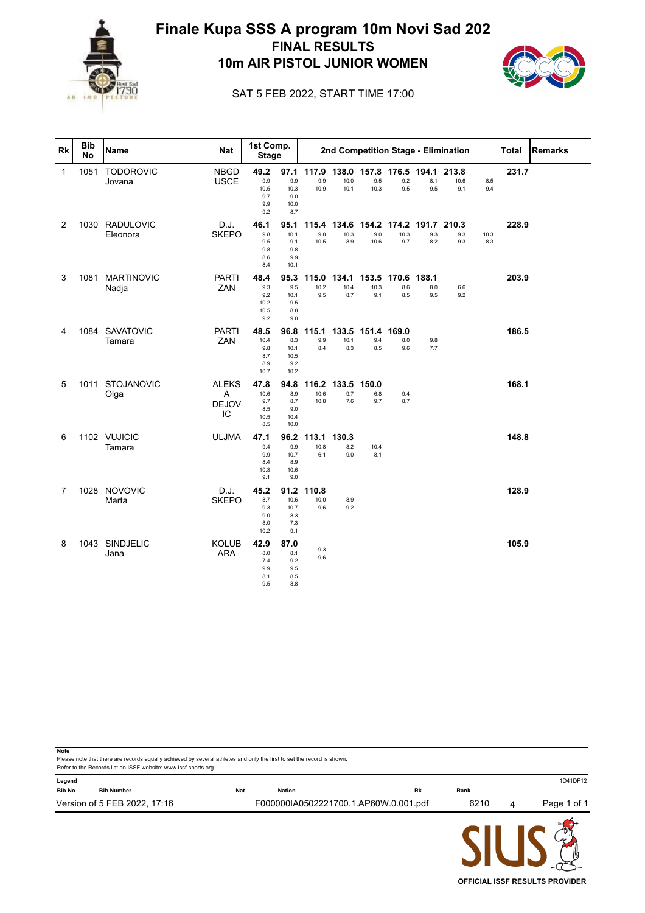# Finale Kupa SSS A program 10m Novi Sad 202

## FINAL RESULTS

## 10m AIR PISTOL JUNIOR WOMEN

SAT 5 FEB 2022, START TIME 17:00

| Rk | Bib No | Name | Nat | 1st Comp. Stage | | 2nd Competition Stage - Elimination | | | | | | | | Total | Remarks |
|---|---|---|---|---|---|---|---|---|---|---|---|---|---|---|---|
| 1 | 1051 | TODOROVIC Jovana | NBGD USCE | **49.2** 9.9 10.5 9.7 9.9 9.2 | **97.1** 9.9 10.3 9.0 10.0 8.7 | **117.9** 9.9 10.9 | **138.0** 10.0 10.1 | **157.8** 9.5 10.3 | **176.5** 9.2 9.5 | **194.1** 8.1 9.5 | **213.8** 10.6 9.1 | 8.5 9.4 | | **231.7** | |
| 2 | 1030 | RADULOVIC Eleonora | D.J. SKEPO | **46.1** 9.8 9.5 9.8 8.6 8.4 | **95.1** 10.1 9.1 9.8 9.9 10.1 | **115.4** 9.8 10.5 | **134.6** 10.3 8.9 | **154.2** 9.0 10.6 | **174.2** 10.3 9.7 | **191.7** 9.3 8.2 | **210.3** 9.3 9.3 | 10.3 8.3 | | **228.9** | |
| 3 | 1081 | MARTINOVIC Nadja | PARTIZAN | **48.4** 9.3 9.2 10.2 10.5 9.2 | **95.3** 9.5 10.1 9.5 8.8 9.0 | **115.0** 10.2 9.5 | **134.1** 10.4 8.7 | **153.5** 10.3 9.1 | **170.6** 8.6 8.5 | **188.1** 8.0 9.5 | 6.6 9.2 | | | **203.9** | |
| 4 | 1084 | SAVATOVIC Tamara | PARTIZAN | **48.5** 10.4 9.8 8.7 8.9 10.7 | **96.8** 8.3 10.1 10.5 9.2 10.2 | **115.1** 9.9 8.4 | **133.5** 10.1 8.3 | **151.4** 9.4 8.5 | **169.0** 8.0 9.6 | 9.8 7.7 | | | | **186.5** | |
| 5 | 1011 | STOJANOVIC Olga | ALEKSA DEJOVIC | **47.8** 10.6 9.7 8.5 10.5 8.5 | **94.8** 8.9 8.7 9.0 10.4 10.0 | **116.2** 10.6 10.8 | **133.5** 9.7 7.6 | **150.0** 6.8 9.7 | 9.4 8.7 | | | | | **168.1** | |
| 6 | 1102 | VUJICIC Tamara | ULJMA | **47.1** 9.4 9.9 8.4 10.3 9.1 | **96.2** 9.9 10.7 8.9 10.6 9.0 | **113.1** 10.8 6.1 | **130.3** 8.2 9.0 | 10.4 8.1 | | | | | | **148.8** | |
| 7 | 1028 | NOVOVIC Marta | D.J. SKEPO | **45.2** 8.7 9.3 9.0 8.0 10.2 | **91.2** 10.6 10.7 8.3 7.3 9.1 | **110.8** 10.0 9.6 | 8.9 9.2 | | | | | | | **128.9** | |
| 8 | 1043 | SINDJELIC Jana | KOLUBARA | **42.9** 8.0 7.4 9.9 8.1 9.5 | **87.0** 8.1 9.2 9.5 8.5 8.8 | 9.3 9.6 | | | | | | | | **105.9** | |

**Note**
Please note that there are records equally achieved by several athletes and only the first to set the record is shown.
Refer to the Records list on ISSF website: www.issf-sports.org

**Legend**

| Bib No | Bib Number | Nat | Nation | Rk | Rank |
|---|---|---|---|---|---|

1D41DF12

Version of 5 FEB 2022, 17:16 F000000IA0502221700.1.AP60W.0.001.pdf 6210 4

OFFICIAL ISSF RESULTS PROVIDER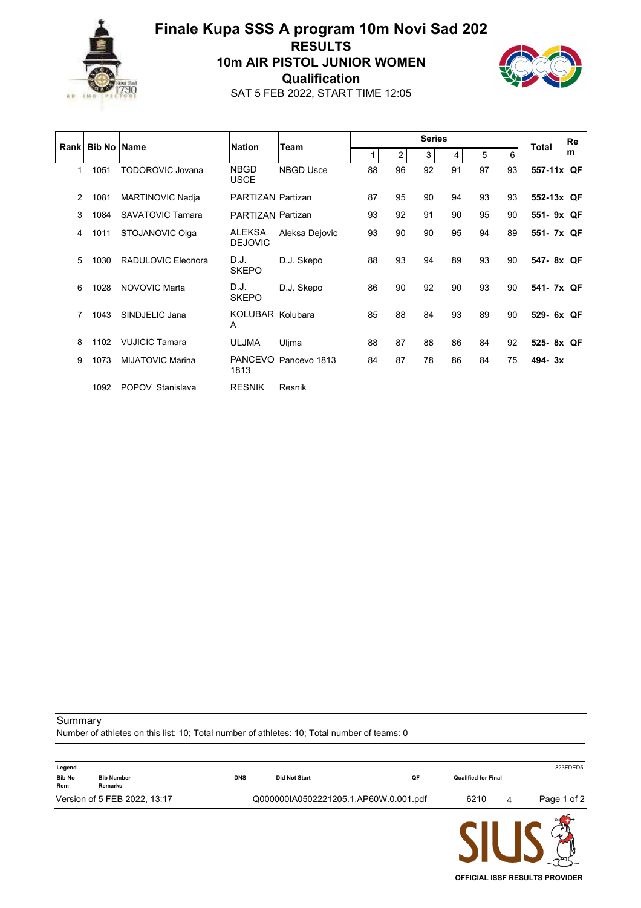# Finale Kupa SSS A program 10m Novi Sad 202

## RESULTS

## 10m AIR PISTOL JUNIOR WOMEN

## Qualification

SAT 5 FEB 2022, START TIME 12:05

| Rank | Bib No | Name | Nation | Team | Series | | | | | | Total | Rem |
|---|---|---|---|---|---|---|---|---|---|---|---|---|
| | | | | | 1 | 2 | 3 | 4 | 5 | 6 | | |
| 1 | 1051 | TODOROVIC Jovana | NBGD USCE | NBGD Usce | 88 | 96 | 92 | 91 | 97 | 93 | 557-11x | QF |
| 2 | 1081 | MARTINOVIC Nadja | PARTIZAN | Partizan | 87 | 95 | 90 | 94 | 93 | 93 | 552-13x | QF |
| 3 | 1084 | SAVATOVIC Tamara | PARTIZAN | Partizan | 93 | 92 | 91 | 90 | 95 | 90 | 551- 9x | QF |
| 4 | 1011 | STOJANOVIC Olga | ALEKSA DEJOVIC | Aleksa Dejovic | 93 | 90 | 90 | 95 | 94 | 89 | 551- 7x | QF |
| 5 | 1030 | RADULOVIC Eleonora | D.J. SKEPO | D.J. Skepo | 88 | 93 | 94 | 89 | 93 | 90 | 547- 8x | QF |
| 6 | 1028 | NOVOVIC Marta | D.J. SKEPO | D.J. Skepo | 86 | 90 | 92 | 90 | 93 | 90 | 541- 7x | QF |
| 7 | 1043 | SINDJELIC Jana | KOLUBARA | Kolubara | 85 | 88 | 84 | 93 | 89 | 90 | 529- 6x | QF |
| 8 | 1102 | VUJICIC Tamara | ULJMA | Uljma | 88 | 87 | 88 | 86 | 84 | 92 | 525- 8x | QF |
| 9 | 1073 | MIJATOVIC Marina | PANCEVO 1813 | Pancevo 1813 | 84 | 87 | 78 | 86 | 84 | 75 | 494- 3x | |
| | 1092 | POPOV Stanislava | RESNIK | Resnik | | | | | | | | |

Summary

Number of athletes on this list: 10; Total number of athletes: 10; Total number of teams: 0

| Legend | | | | | |
|---|---|---|---|---|---|
| Bib No | Bib Number | DNS | Did Not Start | QF | Qualified for Final |
| Rem | Remarks | | | | |

823FDED5

Version of 5 FEB 2022, 13:17 Q000000IA0502221205.1.AP60W.0.001.pdf 6210 4

OFFICIAL ISSF RESULTS PROVIDER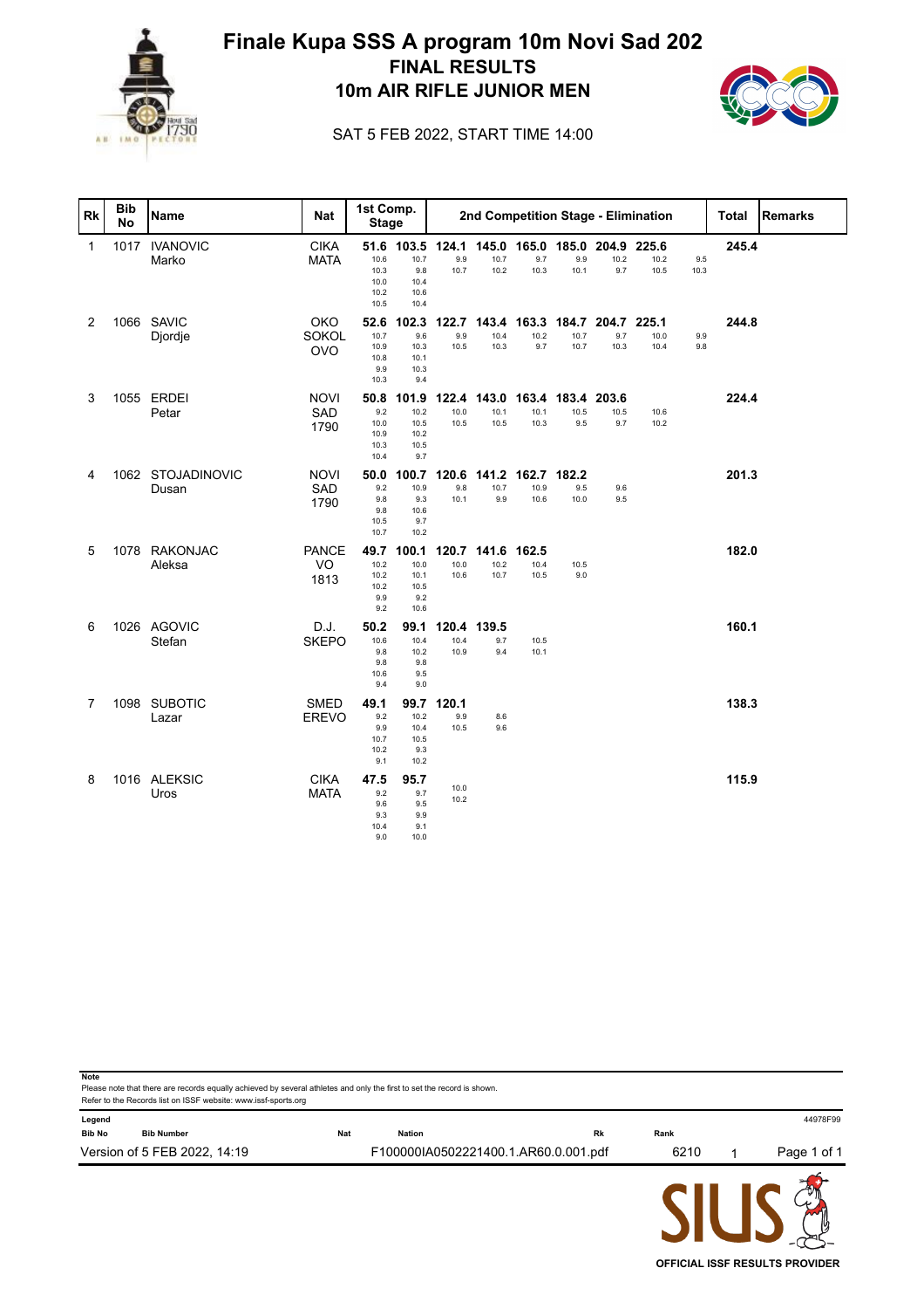# Finale Kupa SSS A program 10m Novi Sad 202

## FINAL RESULTS

## 10m AIR RIFLE JUNIOR MEN

SAT 5 FEB 2022, START TIME 14:00

| Rk | Bib No | Name | Nat | 1st Comp. Stage | | 2nd Competition Stage - Elimination | | | | | | | | Total | Remarks |
|---|---|---|---|---|---|---|---|---|---|---|---|---|---|---|---|
| 1 | 1017 | IVANOVIC Marko | CIKA MATA | 51.6<br>10.6<br>10.3<br>10.0<br>10.2<br>10.5 | 103.5<br>10.7<br>9.8<br>10.4<br>10.6<br>10.4 | 124.1<br>9.9<br>10.7 | 145.0<br>10.7<br>10.2 | 165.0<br>9.7<br>10.3 | 185.0<br>9.9<br>10.1 | 204.9<br>10.2<br>9.7 | 225.6<br>10.2<br>10.5 | 9.5<br>10.3 | | 245.4 | |
| 2 | 1066 | SAVIC Djordje | OKO SOKOL OVO | 52.6<br>10.7<br>10.9<br>10.8<br>9.9<br>10.3 | 102.3<br>9.6<br>10.3<br>10.1<br>10.3<br>9.4 | 122.7<br>9.9<br>10.5 | 143.4<br>10.4<br>10.3 | 163.3<br>10.2<br>9.7 | 184.7<br>10.7<br>10.7 | 204.7<br>9.7<br>10.3 | 225.1<br>10.0<br>10.4 | 9.9<br>9.8 | | 244.8 | |
| 3 | 1055 | ERDEI Petar | NOVI SAD 1790 | 50.8<br>9.2<br>10.0<br>10.9<br>10.3<br>10.4 | 101.9<br>10.2<br>10.5<br>10.2<br>10.5<br>9.7 | 122.4<br>10.0<br>10.5 | 143.0<br>10.1<br>10.5 | 163.4<br>10.1<br>10.3 | 183.4<br>10.5<br>9.5 | 203.6<br>10.5<br>9.7 | 10.6<br>10.2 | | | 224.4 | |
| 4 | 1062 | STOJADINOVIC Dusan | NOVI SAD 1790 | 50.0<br>9.2<br>9.8<br>9.8<br>10.5<br>10.7 | 100.7<br>10.9<br>9.3<br>10.6<br>9.7<br>10.2 | 120.6<br>9.8<br>10.1 | 141.2<br>10.7<br>9.9 | 162.7<br>10.9<br>10.6 | 182.2<br>9.5<br>10.0 | 9.6<br>9.5 | | | | 201.3 | |
| 5 | 1078 | RAKONJAC Aleksa | PANCE VO 1813 | 49.7<br>10.2<br>10.2<br>10.2<br>9.9<br>9.2 | 100.1<br>10.0<br>10.1<br>10.5<br>9.2<br>10.6 | 120.7<br>10.0<br>10.6 | 141.6<br>10.2<br>10.7 | 162.5<br>10.4<br>10.5 | 10.5<br>9.0 | | | | | 182.0 | |
| 6 | 1026 | AGOVIC Stefan | D.J. SKEPO | 50.2<br>10.6<br>9.8<br>9.8<br>10.6<br>9.4 | 99.1<br>10.4<br>10.2<br>9.8<br>9.5<br>9.0 | 120.4<br>10.4<br>10.9 | 139.5<br>9.7<br>9.4 | 10.5<br>10.1 | | | | | | 160.1 | |
| 7 | 1098 | SUBOTIC Lazar | SMED EREVO | 49.1<br>9.2<br>9.9<br>10.7<br>10.2<br>9.1 | 99.7<br>10.2<br>10.4<br>10.5<br>9.3<br>10.2 | 120.1<br>9.9<br>10.5 | 8.6<br>9.6 | | | | | | | 138.3 | |
| 8 | 1016 | ALEKSIC Uros | CIKA MATA | 47.5<br>9.2<br>9.6<br>9.3<br>10.4<br>9.0 | 95.7<br>9.7<br>9.5<br>9.9<br>9.1<br>10.0 | 10.0<br>10.2 | | | | | | | | 115.9 | |

**Note**
Please note that there are records equally achieved by several athletes and only the first to set the record is shown.
Refer to the Records list on ISSF website: www.issf-sports.org

**Legend**

| Bib No | Bib Number | Nat | Nation | Rk | Rank |
|---|---|---|---|---|---|

44978F99

Version of 5 FEB 2022, 14:19 F100000IA0502221400.1.AR60.0.001.pdf 6210 1

OFFICIAL ISSF RESULTS PROVIDER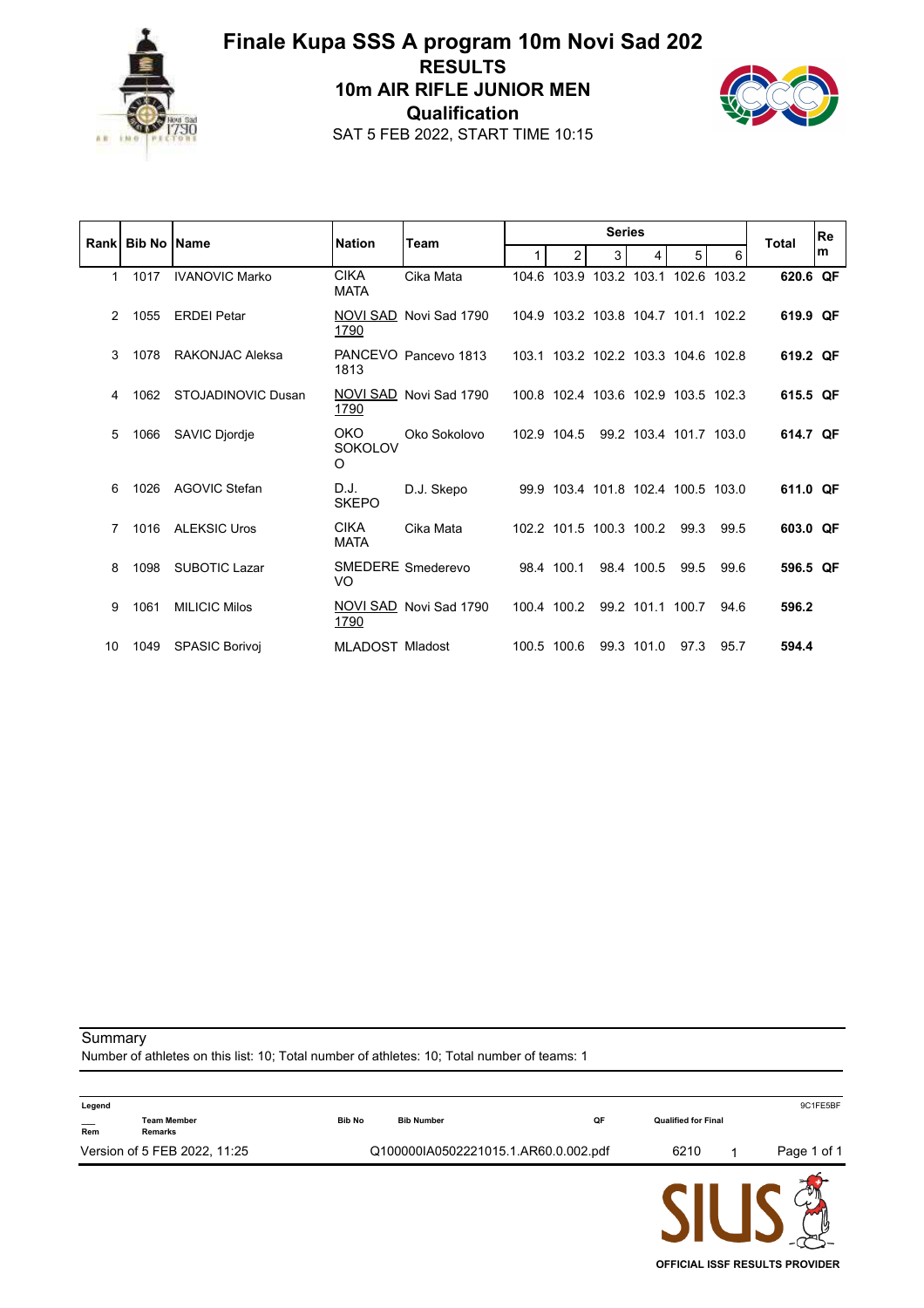# Finale Kupa SSS A program 10m Novi Sad 202

## RESULTS

## 10m AIR RIFLE JUNIOR MEN

## Qualification

SAT 5 FEB 2022, START TIME 10:15

| Rank | Bib No | Name | Nation | Team | Series | | | | | | Total | Rem |
|---|---|---|---|---|---|---|---|---|---|---|---|---|
| | | | | | 1 | 2 | 3 | 4 | 5 | 6 | | |
| 1 | 1017 | IVANOVIC Marko | CIKA MATA | Cika Mata | 104.6 | 103.9 | 103.2 | 103.1 | 102.6 | 103.2 | **620.6** | **QF** |
| 2 | 1055 | ERDEI Petar | NOVI SAD 1790 | Novi Sad 1790 | 104.9 | 103.2 | 103.8 | 104.7 | 101.1 | 102.2 | **619.9** | **QF** |
| 3 | 1078 | RAKONJAC Aleksa | PANCEVO 1813 | Pancevo 1813 | 103.1 | 103.2 | 102.2 | 103.3 | 104.6 | 102.8 | **619.2** | **QF** |
| 4 | 1062 | STOJADINOVIC Dusan | NOVI SAD 1790 | Novi Sad 1790 | 100.8 | 102.4 | 103.6 | 102.9 | 103.5 | 102.3 | **615.5** | **QF** |
| 5 | 1066 | SAVIC Djordje | OKO SOKOLOVO | Oko Sokolovo | 102.9 | 104.5 | 99.2 | 103.4 | 101.7 | 103.0 | **614.7** | **QF** |
| 6 | 1026 | AGOVIC Stefan | D.J. SKEPO | D.J. Skepo | 99.9 | 103.4 | 101.8 | 102.4 | 100.5 | 103.0 | **611.0** | **QF** |
| 7 | 1016 | ALEKSIC Uros | CIKA MATA | Cika Mata | 102.2 | 101.5 | 100.3 | 100.2 | 99.3 | 99.5 | **603.0** | **QF** |
| 8 | 1098 | SUBOTIC Lazar | SMEDEREVO | Smederevo | 98.4 | 100.1 | 98.4 | 100.5 | 99.5 | 99.6 | **596.5** | **QF** |
| 9 | 1061 | MILICIC Milos | NOVI SAD 1790 | Novi Sad 1790 | 100.4 | 100.2 | 99.2 | 101.1 | 100.7 | 94.6 | **596.2** | |
| 10 | 1049 | SPASIC Borivoj | MLADOST | Mladost | 100.5 | 100.6 | 99.3 | 101.0 | 97.3 | 95.7 | **594.4** | |

Summary

Number of athletes on this list: 10; Total number of athletes: 10; Total number of teams: 1

| Legend | | | | | |
|---|---|---|---|---|---|
| ___ | Team Member | Bib No | Bib Number | QF | Qualified for Final |
| Rem | Remarks | | | | |

9C1FE5BF

Version of 5 FEB 2022, 11:25 Q100000IA0502221015.1.AR60.0.002.pdf 6210 1

OFFICIAL ISSF RESULTS PROVIDER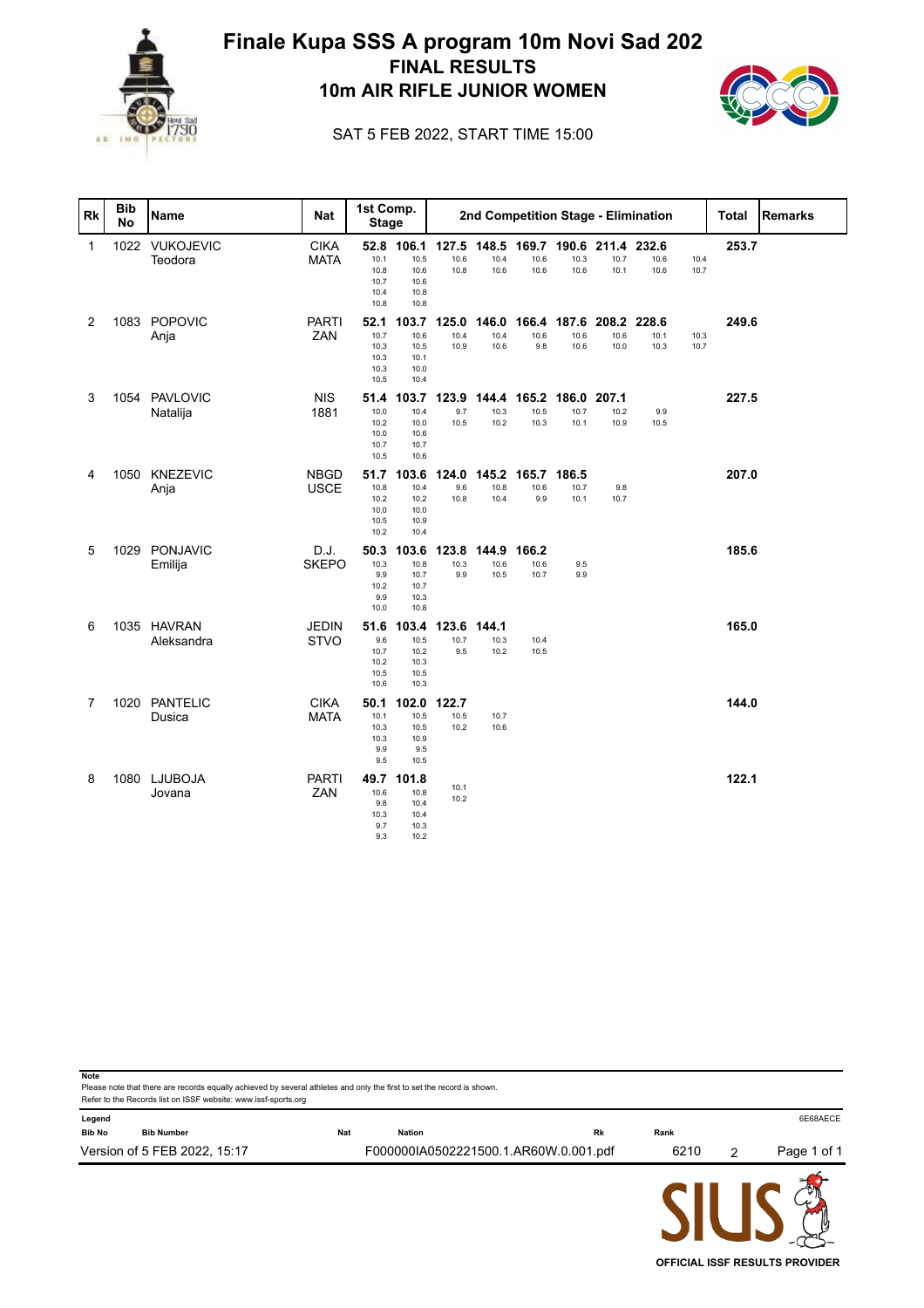# Finale Kupa SSS A program 10m Novi Sad 202

## FINAL RESULTS

## 10m AIR RIFLE JUNIOR WOMEN

SAT 5 FEB 2022, START TIME 15:00

| Rk | Bib No | Name | Nat | 1st Comp. Stage | | 2nd Competition Stage - Elimination | | | | | | | | Total | Remarks |
|---|---|---|---|---|---|---|---|---|---|---|---|---|---|---|---|
| 1 | 1022 | VUKOJEVIC Teodora | CIKA MATA | 52.8<br>10.1 10.8 10.7 10.4 10.8 | 106.1<br>10.5 10.6 10.6 10.8 10.8 | 127.5<br>10.6 10.8 | 148.5<br>10.4 10.6 | 169.7<br>10.6 10.6 | 190.6<br>10.3 10.6 | 211.4<br>10.7 10.1 | 232.6<br>10.6 10.6 | 10.4 10.7 | 253.7 | |
| 2 | 1083 | POPOVIC Anja | PARTI ZAN | 52.1<br>10.7 10.3 10.3 10.3 10.5 | 103.7<br>10.6 10.5 10.1 10.0 10.4 | 125.0<br>10.4 10.9 | 146.0<br>10.4 10.6 | 166.4<br>10.6 9.8 | 187.6<br>10.6 10.6 | 208.2<br>10.6 10.0 | 228.6<br>10.1 10.3 | 10.3 10.7 | 249.6 | |
| 3 | 1054 | PAVLOVIC Natalija | NIS 1881 | 51.4<br>10.0 10.2 10.0 10.7 10.5 | 103.7<br>10.4 10.0 10.6 10.7 10.6 | 123.9<br>9.7 10.5 | 144.4<br>10.3 10.2 | 165.2<br>10.5 10.3 | 186.0<br>10.7 10.1 | 207.1<br>10.2 10.9 | 9.9 10.5 | | 227.5 | |
| 4 | 1050 | KNEZEVIC Anja | NBGD USCE | 51.7<br>10.8 10.2 10.0 10.5 10.2 | 103.6<br>10.4 10.2 10.0 10.9 10.4 | 124.0<br>9.6 10.8 | 145.2<br>10.8 10.4 | 165.7<br>10.6 9.9 | 186.5<br>10.7 10.1 | 9.8 10.7 | | | 207.0 | |
| 5 | 1029 | PONJAVIC Emilija | D.J. SKEPO | 50.3<br>10.3 9.9 10.2 9.9 10.0 | 103.6<br>10.8 10.7 10.7 10.3 10.8 | 123.8<br>10.3 9.9 | 144.9<br>10.6 10.5 | 166.2<br>10.6 10.7 | 9.5 9.9 | | | | 185.6 | |
| 6 | 1035 | HAVRAN Aleksandra | JEDIN STVO | 51.6<br>9.6 10.7 10.2 10.5 10.6 | 103.4<br>10.5 10.2 10.3 10.5 10.3 | 123.6<br>10.7 9.5 | 144.1<br>10.3 10.2 | 10.4 10.5 | | | | | 165.0 | |
| 7 | 1020 | PANTELIC Dusica | CIKA MATA | 50.1<br>10.1 10.3 10.3 9.9 9.5 | 102.0<br>10.5 10.5 10.9 9.5 10.5 | 122.7<br>10.5 10.2 | 10.7 10.6 | | | | | | 144.0 | |
| 8 | 1080 | LJUBOJA Jovana | PARTI ZAN | 49.7<br>10.6 9.8 10.3 9.7 9.3 | 101.8<br>10.8 10.4 10.4 10.3 10.2 | 10.1 10.2 | | | | | | | 122.1 | |

**Note**
Please note that there are records equally achieved by several athletes and only the first to set the record is shown.
Refer to the Records list on ISSF website: www.issf-sports.org

**Legend**

| Bib No | Bib Number | Nat | Nation | Rk | Rank |
|---|---|---|---|---|---|

Version of 5 FEB 2022, 15:17 — F000000IA0502221500.1.AR60W.0.001.pdf — 6210 — 2 — 6E68AECE

OFFICIAL ISSF RESULTS PROVIDER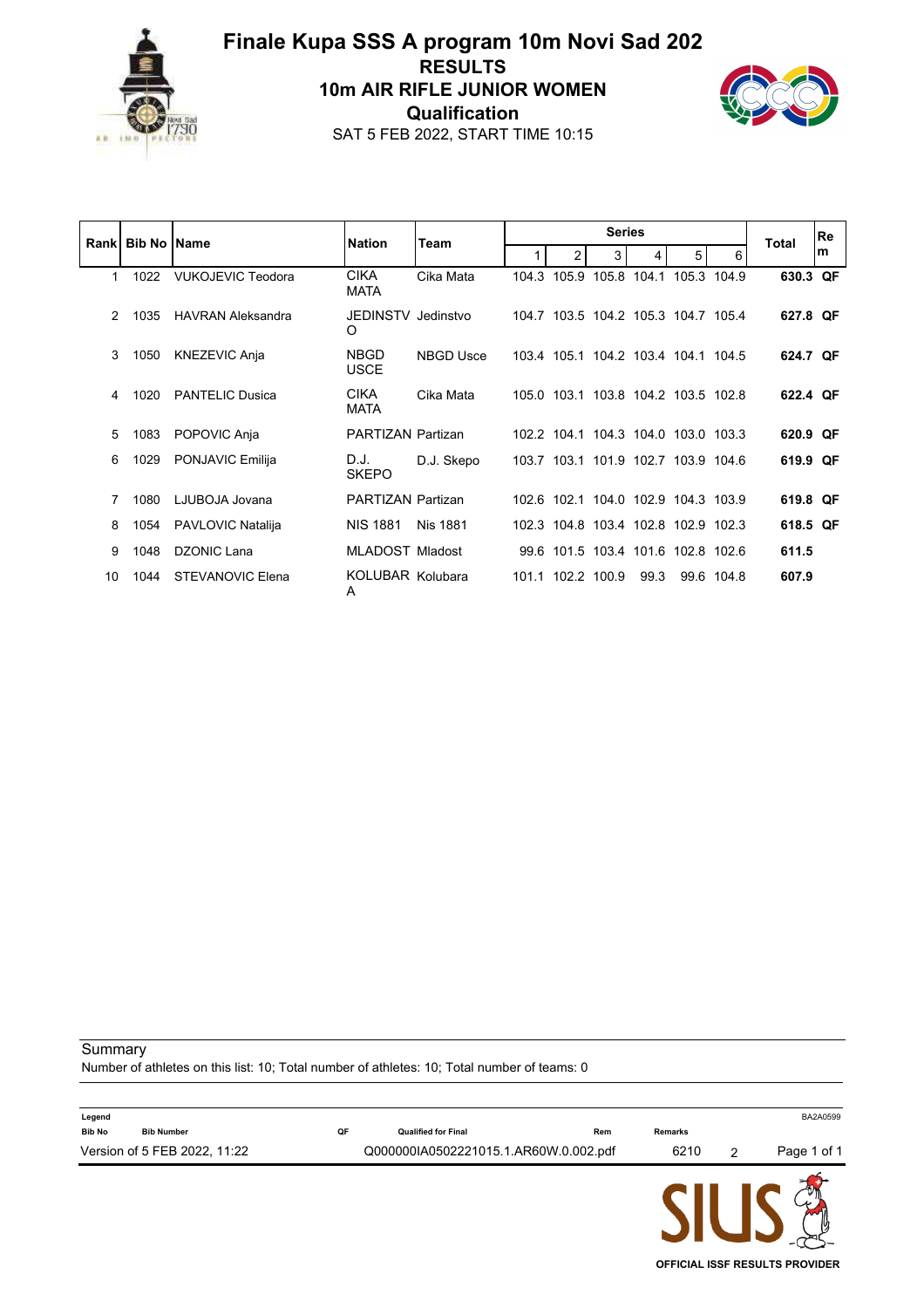# Finale Kupa SSS A program 10m Novi Sad 202

## RESULTS

## 10m AIR RIFLE JUNIOR WOMEN

## Qualification

SAT 5 FEB 2022, START TIME 10:15

| Rank | Bib No | Name | Nation | Team | Series | | | | | | Total | Rem |
|---|---|---|---|---|---|---|---|---|---|---|---|---|
| | | | | | 1 | 2 | 3 | 4 | 5 | 6 | | |
| 1 | 1022 | VUKOJEVIC Teodora | CIKA MATA | Cika Mata | 104.3 | 105.9 | 105.8 | 104.1 | 105.3 | 104.9 | **630.3** | **QF** |
| 2 | 1035 | HAVRAN Aleksandra | JEDINSTVO | Jedinstvo | 104.7 | 103.5 | 104.2 | 105.3 | 104.7 | 105.4 | **627.8** | **QF** |
| 3 | 1050 | KNEZEVIC Anja | NBGD USCE | NBGD Usce | 103.4 | 105.1 | 104.2 | 103.4 | 104.1 | 104.5 | **624.7** | **QF** |
| 4 | 1020 | PANTELIC Dusica | CIKA MATA | Cika Mata | 105.0 | 103.1 | 103.8 | 104.2 | 103.5 | 102.8 | **622.4** | **QF** |
| 5 | 1083 | POPOVIC Anja | PARTIZAN | Partizan | 102.2 | 104.1 | 104.3 | 104.0 | 103.0 | 103.3 | **620.9** | **QF** |
| 6 | 1029 | PONJAVIC Emilija | D.J. SKEPO | D.J. Skepo | 103.7 | 103.1 | 101.9 | 102.7 | 103.9 | 104.6 | **619.9** | **QF** |
| 7 | 1080 | LJUBOJA Jovana | PARTIZAN | Partizan | 102.6 | 102.1 | 104.0 | 102.9 | 104.3 | 103.9 | **619.8** | **QF** |
| 8 | 1054 | PAVLOVIC Natalija | NIS 1881 | Nis 1881 | 102.3 | 104.8 | 103.4 | 102.8 | 102.9 | 102.3 | **618.5** | **QF** |
| 9 | 1048 | DZONIC Lana | MLADOST | Mladost | 99.6 | 101.5 | 103.4 | 101.6 | 102.8 | 102.6 | **611.5** | |
| 10 | 1044 | STEVANOVIC Elena | KOLUBARA | Kolubara | 101.1 | 102.2 | 100.9 | 99.3 | 99.6 | 104.8 | **607.9** | |

Summary

Number of athletes on this list: 10; Total number of athletes: 10; Total number of teams: 0

Legend

| Bib No | Bib Number | QF | Qualified for Final | Rem | Remarks |
|---|---|---|---|---|---|

BA2A0599

Version of 5 FEB 2022, 11:22 Q000000IA0502221015.1.AR60W.0.002.pdf 6210 2

OFFICIAL ISSF RESULTS PROVIDER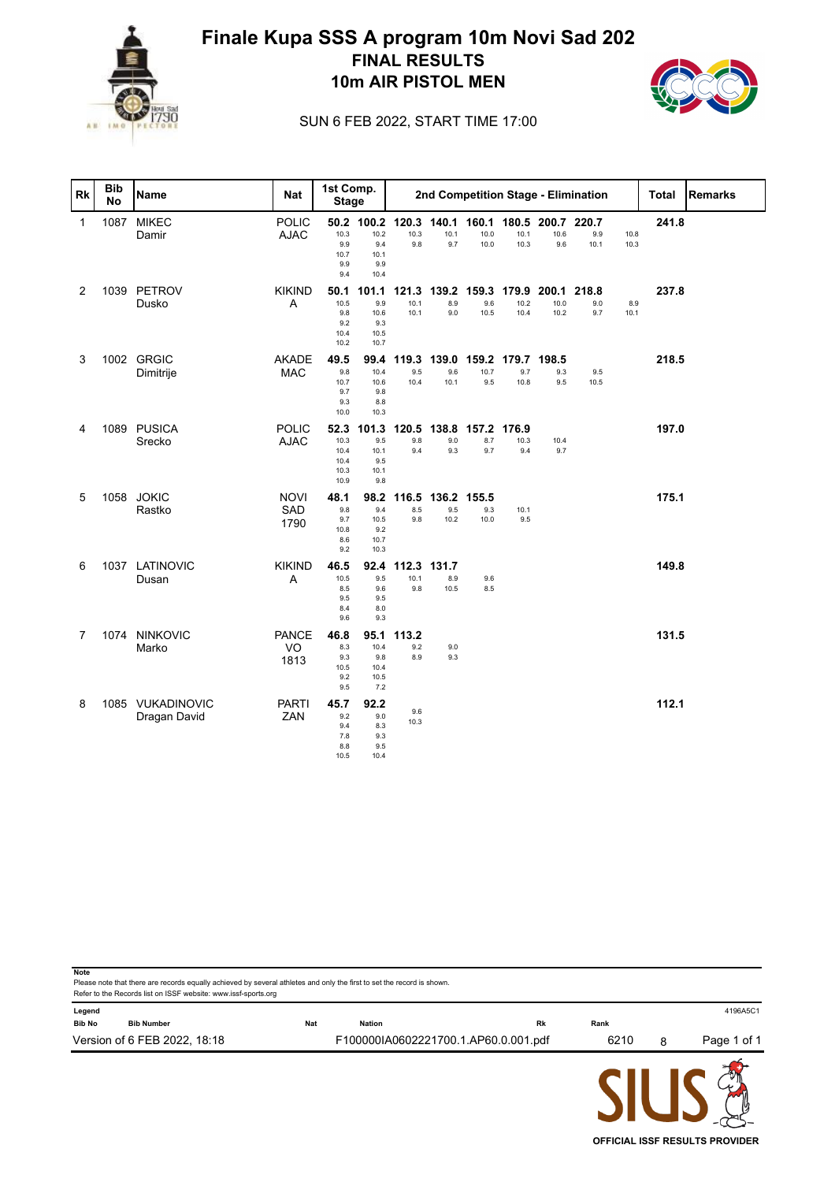# Finale Kupa SSS A program 10m Novi Sad 202

## FINAL RESULTS

## 10m AIR PISTOL MEN

SUN 6 FEB 2022, START TIME 17:00

| Rk | Bib No | Name | Nat | 1st Comp. Stage | | 2nd Competition Stage - Elimination | | | | | | | | | Total | Remarks |
|---|---|---|---|---|---|---|---|---|---|---|---|---|---|---|---|---|
| 1 | 1087 | MIKEC Damir | POLICAJAC | 50.2<br>10.3<br>9.9<br>10.7<br>9.9<br>9.4 | 100.2<br>10.2<br>9.4<br>10.1<br>9.9<br>10.4 | 120.3<br>10.3<br>9.8 | 140.1<br>10.1<br>9.7 | 160.1<br>10.0<br>10.0 | 180.5<br>10.1<br>10.3 | 200.7<br>10.6<br>9.6 | 220.7<br>9.9<br>10.1 | 10.8<br>10.3 | 241.8 | |
| 2 | 1039 | PETROV Dusko | KIKINDA | 50.1<br>10.5<br>9.8<br>9.2<br>10.4<br>10.2 | 101.1<br>9.9<br>10.6<br>9.3<br>10.5<br>10.7 | 121.3<br>10.1<br>10.1 | 139.2<br>8.9<br>9.0 | 159.3<br>9.6<br>10.5 | 179.9<br>10.2<br>10.4 | 200.1<br>10.0<br>10.2 | 218.8<br>9.0<br>9.7 | 8.9<br>10.1 | 237.8 | |
| 3 | 1002 | GRGIC Dimitrije | AKADEMAC | 49.5<br>9.8<br>10.7<br>9.7<br>9.3<br>10.0 | 99.4<br>10.4<br>10.6<br>9.8<br>8.8<br>10.3 | 119.3<br>9.5<br>10.4 | 139.0<br>9.6<br>10.1 | 159.2<br>10.7<br>9.5 | 179.7<br>9.7<br>10.8 | 198.5<br>9.3<br>9.5 | 9.5<br>10.5 | | 218.5 | |
| 4 | 1089 | PUSICA Srecko | POLICAJAC | 52.3<br>10.3<br>10.4<br>10.4<br>10.3<br>10.9 | 101.3<br>9.5<br>10.1<br>9.5<br>10.1<br>9.8 | 120.5<br>9.8<br>9.4 | 138.8<br>9.0<br>9.3 | 157.2<br>8.7<br>9.7 | 176.9<br>10.3<br>9.4 | 10.4<br>9.7 | | | 197.0 | |
| 5 | 1058 | JOKIC Rastko | NOVI SAD 1790 | 48.1<br>9.8<br>9.7<br>10.8<br>8.6<br>9.2 | 98.2<br>9.4<br>10.5<br>9.2<br>10.7<br>10.3 | 116.5<br>8.5<br>9.8 | 136.2<br>9.5<br>10.2 | 155.5<br>9.3<br>10.0 | 10.1<br>9.5 | | | | 175.1 | |
| 6 | 1037 | LATINOVIC Dusan | KIKINDA | 46.5<br>10.5<br>8.5<br>9.5<br>8.4<br>9.6 | 92.4<br>9.5<br>9.6<br>9.5<br>8.0<br>9.3 | 112.3<br>10.1<br>9.8 | 131.7<br>8.9<br>10.5 | 9.6<br>8.5 | | | | | 149.8 | |
| 7 | 1074 | NINKOVIC Marko | PANCEVO 1813 | 46.8<br>8.3<br>9.3<br>10.5<br>9.2<br>9.5 | 95.1<br>10.4<br>9.8<br>10.4<br>10.5<br>7.2 | 113.2<br>9.2<br>8.9 | 9.0<br>9.3 | | | | | | 131.5 | |
| 8 | 1085 | VUKADINOVIC Dragan David | PARTIZAN | 45.7<br>9.2<br>9.4<br>7.8<br>8.8<br>10.5 | 92.2<br>9.0<br>8.3<br>9.3<br>9.5<br>10.4 | 9.6<br>10.3 | | | | | | | 112.1 | |

**Note**
Please note that there are records equally achieved by several athletes and only the first to set the record is shown.
Refer to the Records list on ISSF website: www.issf-sports.org

**Legend**

| Bib No | Bib Number | Nat | Nation | Rk | Rank |
|---|---|---|---|---|---|

Version of 6 FEB 2022, 18:18 F100000IA0602221700.1.AP60.0.001.pdf 6210 8 4196A5C1

OFFICIAL ISSF RESULTS PROVIDER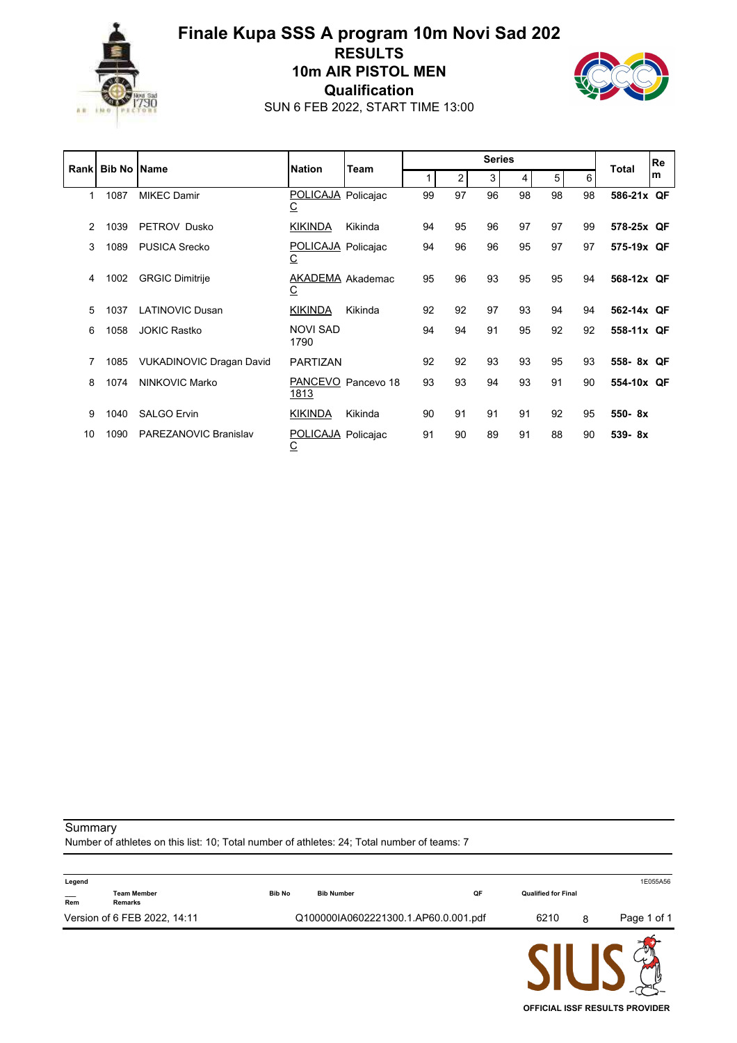# Finale Kupa SSS A program 10m Novi Sad 202

## RESULTS

## 10m AIR PISTOL MEN

## Qualification

SUN 6 FEB 2022, START TIME 13:00

| Rank | Bib No | Name | Nation | Team | Series 1 | 2 | 3 | 4 | 5 | 6 | Total | Rem |
|---|---|---|---|---|---|---|---|---|---|---|---|---|
| 1 | 1087 | MIKEC Damir | POLICAJAC | Policajac | 99 | 97 | 96 | 98 | 98 | 98 | 586-21x | QF |
| 2 | 1039 | PETROV Dusko | KIKINDA | Kikinda | 94 | 95 | 96 | 97 | 97 | 99 | 578-25x | QF |
| 3 | 1089 | PUSICA Srecko | POLICAJAC | Policajac | 94 | 96 | 96 | 95 | 97 | 97 | 575-19x | QF |
| 4 | 1002 | GRGIC Dimitrije | AKADEMAC | Akademac | 95 | 96 | 93 | 95 | 95 | 94 | 568-12x | QF |
| 5 | 1037 | LATINOVIC Dusan | KIKINDA | Kikinda | 92 | 92 | 97 | 93 | 94 | 94 | 562-14x | QF |
| 6 | 1058 | JOKIC Rastko | NOVI SAD 1790 | | 94 | 94 | 91 | 95 | 92 | 92 | 558-11x | QF |
| 7 | 1085 | VUKADINOVIC Dragan David | PARTIZAN | | 92 | 92 | 93 | 93 | 95 | 93 | 558- 8x | QF |
| 8 | 1074 | NINKOVIC Marko | PANCEVO 1813 | Pancevo 18 | 93 | 93 | 94 | 93 | 91 | 90 | 554-10x | QF |
| 9 | 1040 | SALGO Ervin | KIKINDA | Kikinda | 90 | 91 | 91 | 91 | 92 | 95 | 550- 8x | |
| 10 | 1090 | PAREZANOVIC Branislav | POLICAJAC | Policajac | 91 | 90 | 89 | 91 | 88 | 90 | 539- 8x | |

Summary

Number of athletes on this list: 10; Total number of athletes: 24; Total number of teams: 7

| Legend | | | | | |
|---|---|---|---|---|---|
| ___ | Team Member | Bib No | Bib Number | QF | Qualified for Final |
| Rem | Remarks | | | | |

Version of 6 FEB 2022, 14:11 Q100000IA0602221300.1.AP60.0.001.pdf 6210 8 1E055A56

OFFICIAL ISSF RESULTS PROVIDER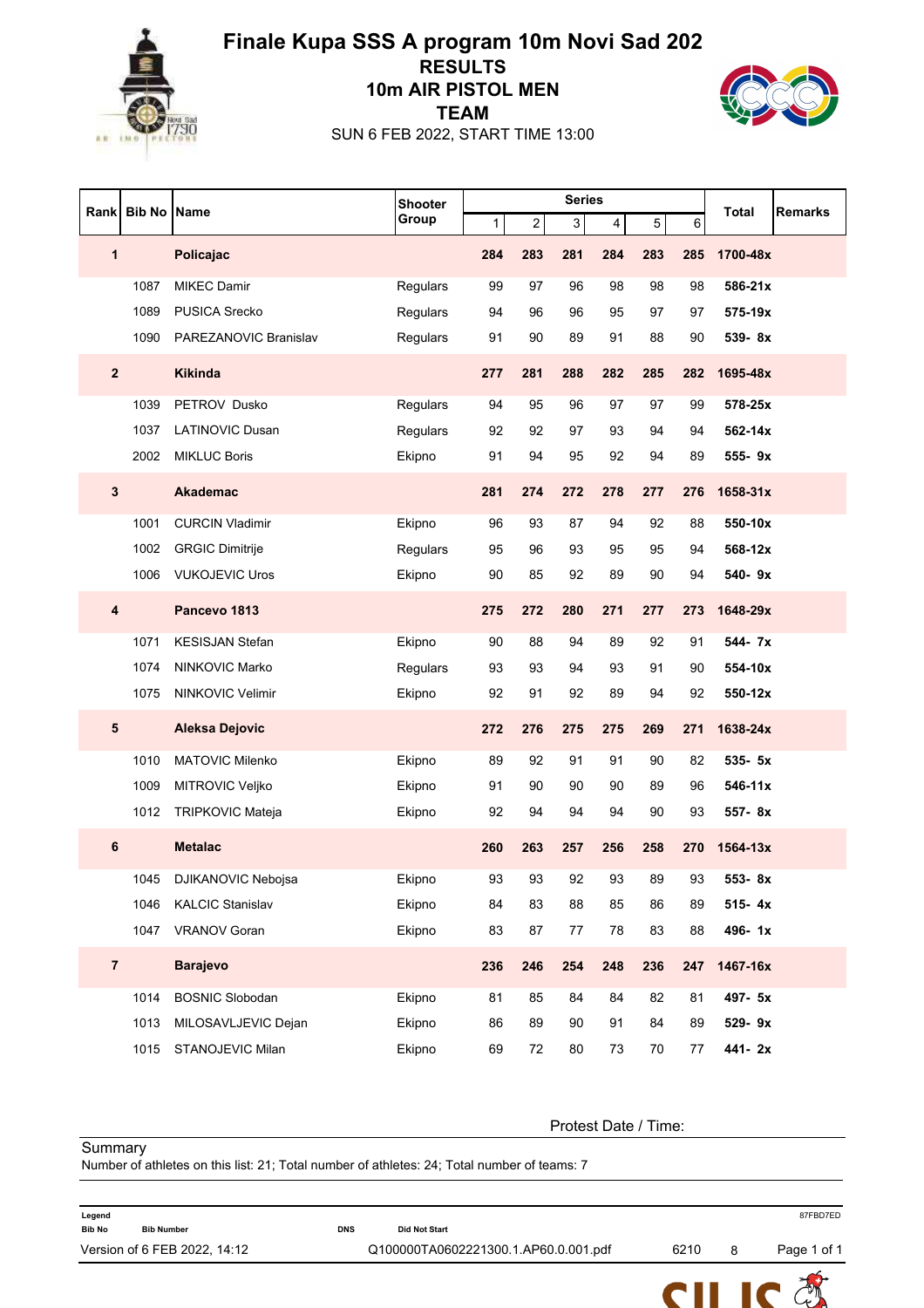# Finale Kupa SSS A program 10m Novi Sad 202

## RESULTS

## 10m AIR PISTOL MEN

## TEAM

SUN 6 FEB 2022, START TIME 13:00

| Rank | Bib No | Name | Shooter Group | Series 1 | 2 | 3 | 4 | 5 | 6 | Total | Remarks |
|---|---|---|---|---|---|---|---|---|---|---|---|
| **1** | | **Policajac** | | **284** | **283** | **281** | **284** | **283** | **285** | **1700-48x** | |
| | 1087 | MIKEC Damir | Regulars | 99 | 97 | 96 | 98 | 98 | 98 | **586-21x** | |
| | 1089 | PUSICA Srecko | Regulars | 94 | 96 | 96 | 95 | 97 | 97 | **575-19x** | |
| | 1090 | PAREZANOVIC Branislav | Regulars | 91 | 90 | 89 | 91 | 88 | 90 | **539- 8x** | |
| **2** | | **Kikinda** | | **277** | **281** | **288** | **282** | **285** | **282** | **1695-48x** | |
| | 1039 | PETROV Dusko | Regulars | 94 | 95 | 96 | 97 | 97 | 99 | **578-25x** | |
| | 1037 | LATINOVIC Dusan | Regulars | 92 | 92 | 97 | 93 | 94 | 94 | **562-14x** | |
| | 2002 | MIKLUC Boris | Ekipno | 91 | 94 | 95 | 92 | 94 | 89 | **555- 9x** | |
| **3** | | **Akademac** | | **281** | **274** | **272** | **278** | **277** | **276** | **1658-31x** | |
| | 1001 | CURCIN Vladimir | Ekipno | 96 | 93 | 87 | 94 | 92 | 88 | **550-10x** | |
| | 1002 | GRGIC Dimitrije | Regulars | 95 | 96 | 93 | 95 | 95 | 94 | **568-12x** | |
| | 1006 | VUKOJEVIC Uros | Ekipno | 90 | 85 | 92 | 89 | 90 | 94 | **540- 9x** | |
| **4** | | **Pancevo 1813** | | **275** | **272** | **280** | **271** | **277** | **273** | **1648-29x** | |
| | 1071 | KESISJAN Stefan | Ekipno | 90 | 88 | 94 | 89 | 92 | 91 | **544- 7x** | |
| | 1074 | NINKOVIC Marko | Regulars | 93 | 93 | 94 | 93 | 91 | 90 | **554-10x** | |
| | 1075 | NINKOVIC Velimir | Ekipno | 92 | 91 | 92 | 89 | 94 | 92 | **550-12x** | |
| **5** | | **Aleksa Dejovic** | | **272** | **276** | **275** | **275** | **269** | **271** | **1638-24x** | |
| | 1010 | MATOVIC Milenko | Ekipno | 89 | 92 | 91 | 91 | 90 | 82 | **535- 5x** | |
| | 1009 | MITROVIC Veljko | Ekipno | 91 | 90 | 90 | 90 | 89 | 96 | **546-11x** | |
| | 1012 | TRIPKOVIC Mateja | Ekipno | 92 | 94 | 94 | 94 | 90 | 93 | **557- 8x** | |
| **6** | | **Metalac** | | **260** | **263** | **257** | **256** | **258** | **270** | **1564-13x** | |
| | 1045 | DJIKANOVIC Nebojsa | Ekipno | 93 | 93 | 92 | 93 | 89 | 93 | **553- 8x** | |
| | 1046 | KALCIC Stanislav | Ekipno | 84 | 83 | 88 | 85 | 86 | 89 | **515- 4x** | |
| | 1047 | VRANOV Goran | Ekipno | 83 | 87 | 77 | 78 | 83 | 88 | **496- 1x** | |
| **7** | | **Barajevo** | | **236** | **246** | **254** | **248** | **236** | **247** | **1467-16x** | |
| | 1014 | BOSNIC Slobodan | Ekipno | 81 | 85 | 84 | 84 | 82 | 81 | **497- 5x** | |
| | 1013 | MILOSAVLJEVIC Dejan | Ekipno | 86 | 89 | 90 | 91 | 84 | 89 | **529- 9x** | |
| | 1015 | STANOJEVIC Milan | Ekipno | 69 | 72 | 80 | 73 | 70 | 77 | **441- 2x** | |

Protest Date / Time:

Summary
Number of athletes on this list: 21; Total number of athletes: 24; Total number of teams: 7

**Legend**

| | | | |
|---|---|---|---|
| **Bib No** | **Bib Number** | **DNS** | **Did Not Start** |

Version of 6 FEB 2022, 14:12 Q100000TA0602221300.1.AP60.0.001.pdf 6210 8 87FBD7ED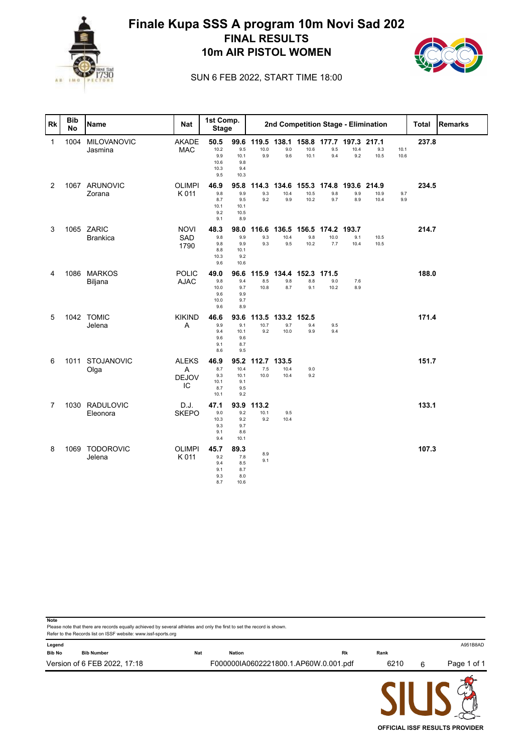# Finale Kupa SSS A program 10m Novi Sad 202

## FINAL RESULTS

## 10m AIR PISTOL WOMEN

SUN 6 FEB 2022, START TIME 18:00

| Rk | Bib No | Name | Nat | 1st Comp. Stage | | 2nd Competition Stage - Elimination | | | | | | | | Total | Remarks |
|---|---|---|---|---|---|---|---|---|---|---|---|---|---|---|---|
| 1 | 1004 | MILOVANOVIC Jasmina | AKADEMAC | 50.5<br>10.2 9.9 10.6 10.3 9.5 | 99.6<br>9.5 10.1 9.8 9.4 10.3 | 119.5<br>10.0 9.9 | 138.1<br>9.0 9.6 | 158.8<br>10.6 10.1 | 177.7<br>9.5 9.4 | 197.3<br>10.4 9.2 | 217.1<br>9.3 10.5 | 10.1 10.6 | | 237.8 | |
| 2 | 1067 | ARUNOVIC Zorana | OLIMPIK 011 | 46.9<br>9.8 8.7 10.1 9.2 9.1 | 95.8<br>9.9 9.5 10.1 10.5 8.9 | 114.3<br>9.3 9.2 | 134.6<br>10.4 9.9 | 155.3<br>10.5 10.2 | 174.8<br>9.8 9.7 | 193.6<br>9.9 8.9 | 214.9<br>10.9 10.4 | 9.7 9.9 | | 234.5 | |
| 3 | 1065 | ZARIC Brankica | NOVI SAD 1790 | 48.3<br>9.8 9.8 8.8 10.3 9.6 | 98.0<br>9.9 9.9 10.1 9.2 10.6 | 116.6<br>9.3 9.3 | 136.5<br>10.4 9.5 | 156.5<br>9.8 10.2 | 174.2<br>10.0 7.7 | 193.7<br>9.1 10.4 | 10.5 10.5 | | | 214.7 | |
| 4 | 1086 | MARKOS Biljana | POLICAJAC | 49.0<br>9.8 10.0 9.6 10.0 9.6 | 96.6<br>9.4 9.7 9.9 9.7 8.9 | 115.9<br>8.5 10.8 | 134.4<br>9.8 8.7 | 152.3<br>8.8 9.1 | 171.5<br>9.0 10.2 | 7.6 8.9 | | | | 188.0 | |
| 5 | 1042 | TOMIC Jelena | KIKINDA | 46.6<br>9.9 9.4 9.6 9.1 8.6 | 93.6<br>9.1 10.1 9.6 8.7 9.5 | 113.5<br>10.7 9.2 | 133.2<br>9.7 10.0 | 152.5<br>9.4 9.9 | 9.5 9.4 | | | | | 171.4 | |
| 6 | 1011 | STOJANOVIC Olga | ALEKSA DEJOVIC | 46.9<br>8.7 9.3 10.1 8.7 10.1 | 95.2<br>10.4 10.1 9.1 9.5 9.2 | 112.7<br>7.5 10.0 | 133.5<br>10.4 10.4 | 9.0 9.2 | | | | | | 151.7 | |
| 7 | 1030 | RADULOVIC Eleonora | D.J. SKEPO | 47.1<br>9.0 10.3 9.3 9.1 9.4 | 93.9<br>9.2 9.2 9.7 8.6 10.1 | 113.2<br>10.1 9.2 | 9.5 10.4 | | | | | | | 133.1 | |
| 8 | 1069 | TODOROVIC Jelena | OLIMPIK 011 | 45.7<br>9.2 9.4 9.1 9.3 8.7 | 89.3<br>7.8 8.5 8.7 8.0 10.6 | 8.9 9.1 | | | | | | | | 107.3 | |

**Note**
Please note that there are records equally achieved by several athletes and only the first to set the record is shown.
Refer to the Records list on ISSF website: www.issf-sports.org

**Legend**

| Bib No | Bib Number | Nat | Nation | Rk | Rank |
|---|---|---|---|---|---|

A951B8AD

Version of 6 FEB 2022, 17:18 F000000IA0602221800.1.AP60W.0.001.pdf 6210 6

OFFICIAL ISSF RESULTS PROVIDER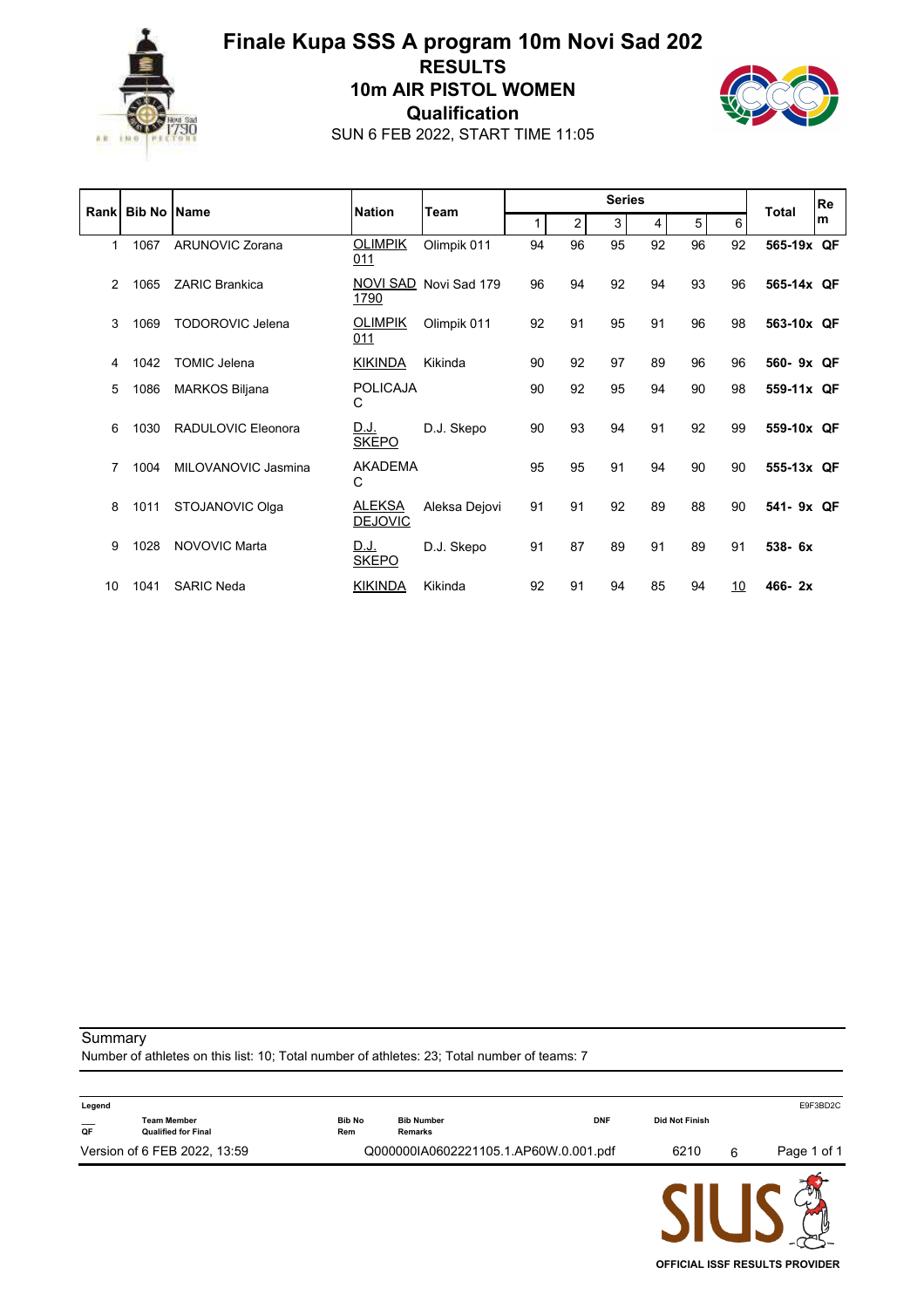# Finale Kupa SSS A program 10m Novi Sad 202

## RESULTS

## 10m AIR PISTOL WOMEN

## Qualification

SUN 6 FEB 2022, START TIME 11:05

| Rank | Bib No | Name | Nation | Team | Series 1 | 2 | 3 | 4 | 5 | 6 | Total | Rem |
|---|---|---|---|---|---|---|---|---|---|---|---|---|
| 1 | 1067 | ARUNOVIC Zorana | OLIMPIK 011 | Olimpik 011 | 94 | 96 | 95 | 92 | 96 | 92 | 565-19x | QF |
| 2 | 1065 | ZARIC Brankica | NOVI SAD 1790 | Novi Sad 179 | 96 | 94 | 92 | 94 | 93 | 96 | 565-14x | QF |
| 3 | 1069 | TODOROVIC Jelena | OLIMPIK 011 | Olimpik 011 | 92 | 91 | 95 | 91 | 96 | 98 | 563-10x | QF |
| 4 | 1042 | TOMIC Jelena | KIKINDA | Kikinda | 90 | 92 | 97 | 89 | 96 | 96 | 560- 9x | QF |
| 5 | 1086 | MARKOS Biljana | POLICAJAC | | 90 | 92 | 95 | 94 | 90 | 98 | 559-11x | QF |
| 6 | 1030 | RADULOVIC Eleonora | D.J. SKEPO | D.J. Skepo | 90 | 93 | 94 | 91 | 92 | 99 | 559-10x | QF |
| 7 | 1004 | MILOVANOVIC Jasmina | AKADEMAC | | 95 | 95 | 91 | 94 | 90 | 90 | 555-13x | QF |
| 8 | 1011 | STOJANOVIC Olga | ALEKSA DEJOVIC | Aleksa Dejovi | 91 | 91 | 92 | 89 | 88 | 90 | 541- 9x | QF |
| 9 | 1028 | NOVOVIC Marta | D.J. SKEPO | D.J. Skepo | 91 | 87 | 89 | 91 | 89 | 91 | 538- 6x | |
| 10 | 1041 | SARIC Neda | KIKINDA | Kikinda | 92 | 91 | 94 | 85 | 94 | 10 | 466- 2x | |

Summary

Number of athletes on this list: 10; Total number of athletes: 23; Total number of teams: 7

**Legend**

| ___ | Team Member | Bib No | Bib Number | DNF | Did Not Finish |
|---|---|---|---|---|---|
| QF | Qualified for Final | Rem | Remarks | | |

Version of 6 FEB 2022, 13:59 — Q000000IA0602221105.1.AP60W.0.001.pdf — 6210 6 — E9F3BD2C

OFFICIAL ISSF RESULTS PROVIDER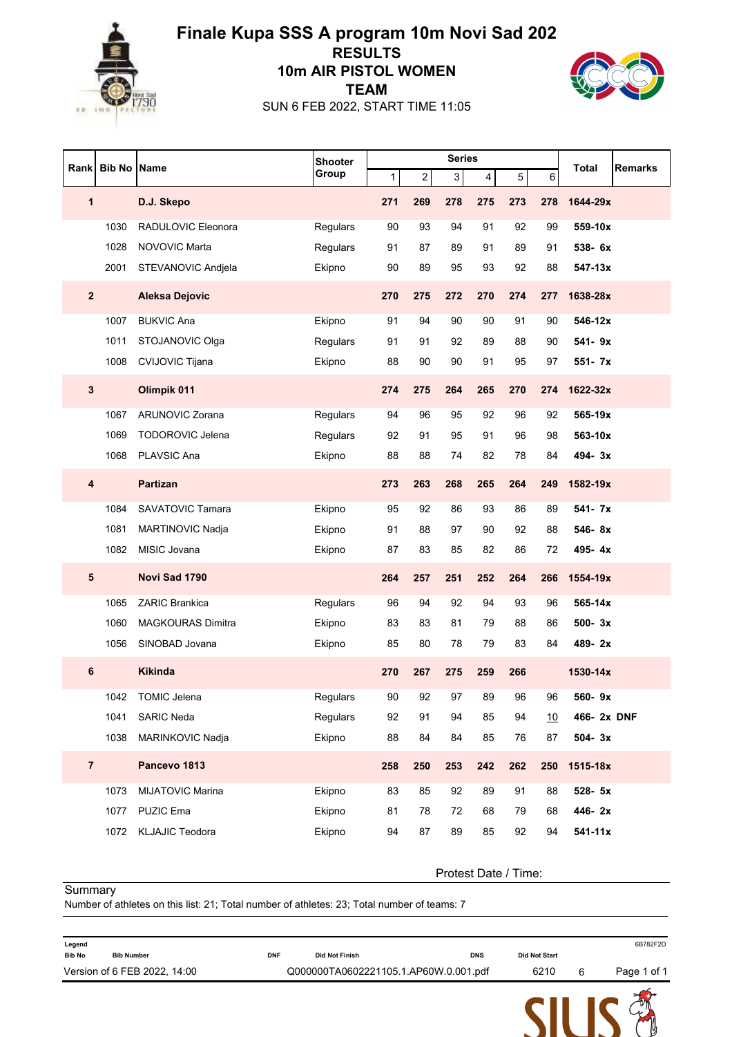# Finale Kupa SSS A program 10m Novi Sad 202

## RESULTS

## 10m AIR PISTOL WOMEN

## TEAM

SUN 6 FEB 2022, START TIME 11:05

| Rank | Bib No | Name | Shooter Group | Series 1 | 2 | 3 | 4 | 5 | 6 | Total | Remarks |
|---|---|---|---|---|---|---|---|---|---|---|---|
| **1** | | **D.J. Skepo** | | **271** | **269** | **278** | **275** | **273** | **278** | **1644-29x** | |
| | 1030 | RADULOVIC Eleonora | Regulars | 90 | 93 | 94 | 91 | 92 | 99 | **559-10x** | |
| | 1028 | NOVOVIC Marta | Regulars | 91 | 87 | 89 | 91 | 89 | 91 | **538- 6x** | |
| | 2001 | STEVANOVIC Andjela | Ekipno | 90 | 89 | 95 | 93 | 92 | 88 | **547-13x** | |
| **2** | | **Aleksa Dejovic** | | **270** | **275** | **272** | **270** | **274** | **277** | **1638-28x** | |
| | 1007 | BUKVIC Ana | Ekipno | 91 | 94 | 90 | 90 | 91 | 90 | **546-12x** | |
| | 1011 | STOJANOVIC Olga | Regulars | 91 | 91 | 92 | 89 | 88 | 90 | **541- 9x** | |
| | 1008 | CVIJOVIC Tijana | Ekipno | 88 | 90 | 90 | 91 | 95 | 97 | **551- 7x** | |
| **3** | | **Olimpik 011** | | **274** | **275** | **264** | **265** | **270** | **274** | **1622-32x** | |
| | 1067 | ARUNOVIC Zorana | Regulars | 94 | 96 | 95 | 92 | 96 | 92 | **565-19x** | |
| | 1069 | TODOROVIC Jelena | Regulars | 92 | 91 | 95 | 91 | 96 | 98 | **563-10x** | |
| | 1068 | PLAVSIC Ana | Ekipno | 88 | 88 | 74 | 82 | 78 | 84 | **494- 3x** | |
| **4** | | **Partizan** | | **273** | **263** | **268** | **265** | **264** | **249** | **1582-19x** | |
| | 1084 | SAVATOVIC Tamara | Ekipno | 95 | 92 | 86 | 93 | 86 | 89 | **541- 7x** | |
| | 1081 | MARTINOVIC Nadja | Ekipno | 91 | 88 | 97 | 90 | 92 | 88 | **546- 8x** | |
| | 1082 | MISIC Jovana | Ekipno | 87 | 83 | 85 | 82 | 86 | 72 | **495- 4x** | |
| **5** | | **Novi Sad 1790** | | **264** | **257** | **251** | **252** | **264** | **266** | **1554-19x** | |
| | 1065 | ZARIC Brankica | Regulars | 96 | 94 | 92 | 94 | 93 | 96 | **565-14x** | |
| | 1060 | MAGKOURAS Dimitra | Ekipno | 83 | 83 | 81 | 79 | 88 | 86 | **500- 3x** | |
| | 1056 | SINOBAD Jovana | Ekipno | 85 | 80 | 78 | 79 | 83 | 84 | **489- 2x** | |
| **6** | | **Kikinda** | | **270** | **267** | **275** | **259** | **266** | | **1530-14x** | |
| | 1042 | TOMIC Jelena | Regulars | 90 | 92 | 97 | 89 | 96 | 96 | **560- 9x** | |
| | 1041 | SARIC Neda | Regulars | 92 | 91 | 94 | 85 | 94 | 10 | **466- 2x** | **DNF** |
| | 1038 | MARINKOVIC Nadja | Ekipno | 88 | 84 | 84 | 85 | 76 | 87 | **504- 3x** | |
| **7** | | **Pancevo 1813** | | **258** | **250** | **253** | **242** | **262** | **250** | **1515-18x** | |
| | 1073 | MIJATOVIC Marina | Ekipno | 83 | 85 | 92 | 89 | 91 | 88 | **528- 5x** | |
| | 1077 | PUZIC Ema | Ekipno | 81 | 78 | 72 | 68 | 79 | 68 | **446- 2x** | |
| | 1072 | KLJAJIC Teodora | Ekipno | 94 | 87 | 89 | 85 | 92 | 94 | **541-11x** | |

Protest Date / Time:

Summary

Number of athletes on this list: 21; Total number of athletes: 23; Total number of teams: 7

Legend

| Bib No | Bib Number | DNF | Did Not Finish | DNS | Did Not Start |
|---|---|---|---|---|---|

6B782F2D

Version of 6 FEB 2022, 14:00 Q000000TA0602221105.1.AP60W.0.001.pdf 6210 6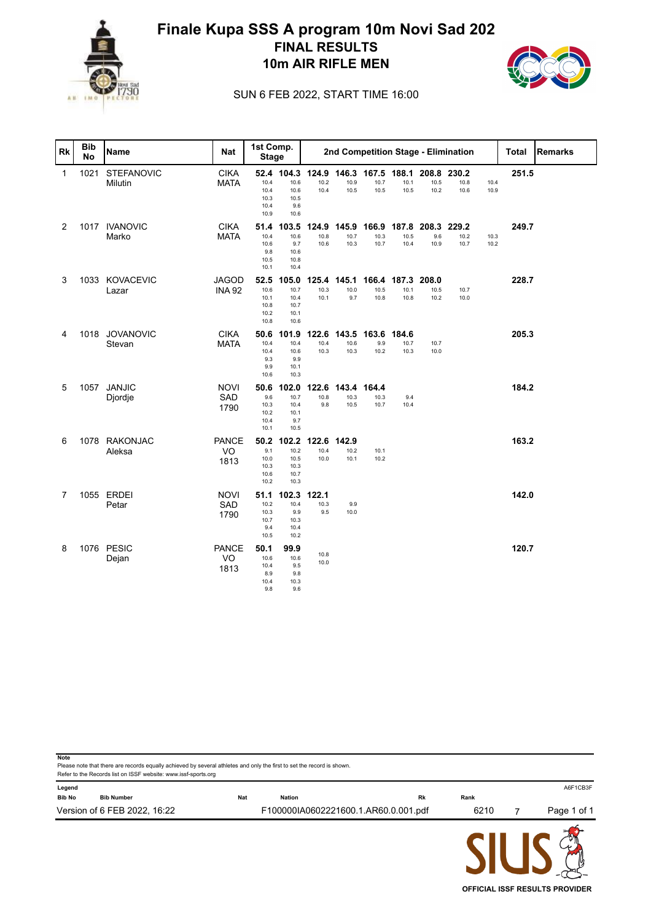# Finale Kupa SSS A program 10m Novi Sad 202

## FINAL RESULTS

## 10m AIR RIFLE MEN

SUN 6 FEB 2022, START TIME 16:00

| Rk | Bib No | Name | Nat | 1st Comp. Stage | | 2nd Competition Stage - Elimination | | | | | | | | | Total | Remarks |
|---|---|---|---|---|---|---|---|---|---|---|---|---|---|---|---|---|
| 1 | 1021 | STEFANOVIC Milutin | CIKA MATA | 52.4<br>10.4 10.4 10.3 10.4 10.9 | 104.3<br>10.6 10.6 10.5 9.6 10.6 | 124.9<br>10.2 10.4 | 146.3<br>10.9 10.5 | 167.5<br>10.7 10.5 | 188.1<br>10.1 10.5 | 208.8<br>10.5 10.2 | 230.2<br>10.8 10.6 | 10.4 10.9 | 251.5 | |
| 2 | 1017 | IVANOVIC Marko | CIKA MATA | 51.4<br>10.4 10.6 9.8 10.5 10.1 | 103.5<br>10.6 9.7 10.6 10.8 10.4 | 124.9<br>10.8 10.6 | 145.9<br>10.7 10.3 | 166.9<br>10.3 10.7 | 187.8<br>10.5 10.4 | 208.3<br>9.6 10.9 | 229.2<br>10.2 10.7 | 10.3 10.2 | 249.7 | |
| 3 | 1033 | KOVACEVIC Lazar | JAGODINA 92 | 52.5<br>10.6 10.1 10.8 10.2 10.8 | 105.0<br>10.7 10.4 10.7 10.1 10.6 | 125.4<br>10.3 10.1 | 145.1<br>10.0 9.7 | 166.4<br>10.5 10.8 | 187.3<br>10.1 10.8 | 208.0<br>10.5 10.2 | 10.7 10.0 | | 228.7 | |
| 4 | 1018 | JOVANOVIC Stevan | CIKA MATA | 50.6<br>10.4 10.4 9.3 9.9 10.6 | 101.9<br>10.4 10.6 9.9 10.1 10.3 | 122.6<br>10.4 10.3 | 143.5<br>10.6 10.3 | 163.6<br>9.9 10.2 | 184.6<br>10.7 10.3 | 10.7 10.0 | | | 205.3 | |
| 5 | 1057 | JANJIC Djordje | NOVI SAD 1790 | 50.6<br>9.6 10.3 10.2 10.4 10.1 | 102.0<br>10.7 10.4 10.1 9.7 10.5 | 122.6<br>10.8 9.8 | 143.4<br>10.3 10.5 | 164.4<br>10.3 10.7 | 9.4 10.4 | | | | 184.2 | |
| 6 | 1078 | RAKONJAC Aleksa | PANCEVO 1813 | 50.2<br>9.1 10.0 10.3 10.6 10.2 | 102.2<br>10.2 10.5 10.3 10.7 10.3 | 122.6<br>10.4 10.0 | 142.9<br>10.2 10.1 | 10.1 10.2 | | | | | 163.2 | |
| 7 | 1055 | ERDEI Petar | NOVI SAD 1790 | 51.1<br>10.2 10.3 10.7 9.4 10.5 | 102.3<br>10.4 9.9 10.3 10.4 10.2 | 122.1<br>10.3 9.5 | 9.9 10.0 | | | | | | 142.0 | |
| 8 | 1076 | PESIC Dejan | PANCEVO 1813 | 50.1<br>10.6 10.4 8.9 10.4 9.8 | 99.9<br>10.6 9.5 9.8 10.3 9.6 | 10.8 10.0 | | | | | | | 120.7 | |

**Note**
Please note that there are records equally achieved by several athletes and only the first to set the record is shown.
Refer to the Records list on ISSF website: www.issf-sports.org

**Legend**

| Bib No | Bib Number | Nat | Nation | Rk | Rank |
|---|---|---|---|---|---|

A6F1CB3F

Version of 6 FEB 2022, 16:22 F100000IA0602221600.1.AR60.0.001.pdf 6210 7

OFFICIAL ISSF RESULTS PROVIDER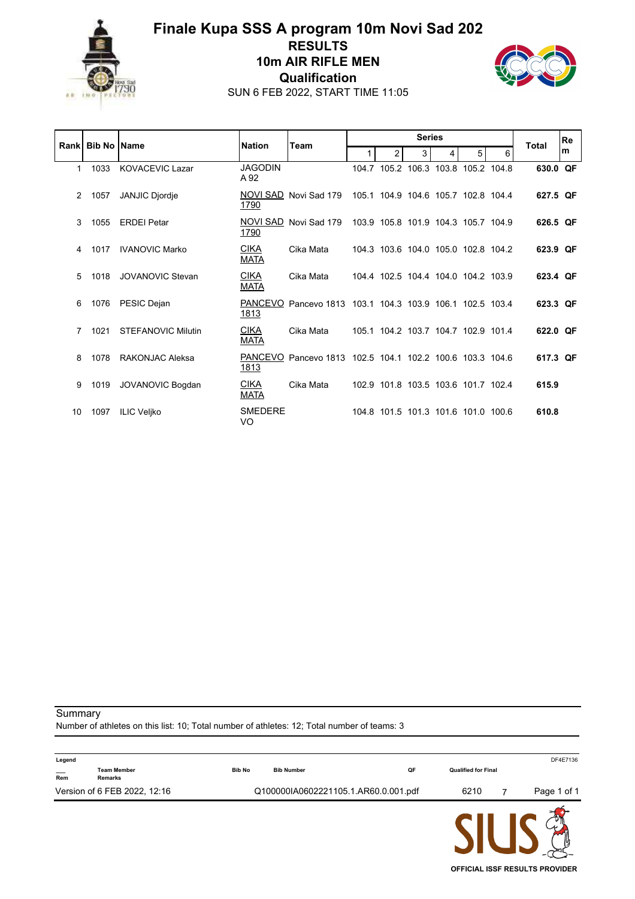# Finale Kupa SSS A program 10m Novi Sad 202

## RESULTS

## 10m AIR RIFLE MEN

## Qualification

SUN 6 FEB 2022, START TIME 11:05

| Rank | Bib No | Name | Nation | Team | Series | | | | | | Total | Rem |
|---|---|---|---|---|---|---|---|---|---|---|---|---|
| | | | | | 1 | 2 | 3 | 4 | 5 | 6 | | |
| 1 | 1033 | KOVACEVIC Lazar | JAGODINA 92 | | 104.7 | 105.2 | 106.3 | 103.8 | 105.2 | 104.8 | **630.0** | **QF** |
| 2 | 1057 | JANJIC Djordje | NOVI SAD 1790 | Novi Sad 179 | 105.1 | 104.9 | 104.6 | 105.7 | 102.8 | 104.4 | **627.5** | **QF** |
| 3 | 1055 | ERDEI Petar | NOVI SAD 1790 | Novi Sad 179 | 103.9 | 105.8 | 101.9 | 104.3 | 105.7 | 104.9 | **626.5** | **QF** |
| 4 | 1017 | IVANOVIC Marko | CIKA MATA | Cika Mata | 104.3 | 103.6 | 104.0 | 105.0 | 102.8 | 104.2 | **623.9** | **QF** |
| 5 | 1018 | JOVANOVIC Stevan | CIKA MATA | Cika Mata | 104.4 | 102.5 | 104.4 | 104.0 | 104.2 | 103.9 | **623.4** | **QF** |
| 6 | 1076 | PESIC Dejan | PANCEVO 1813 | Pancevo 1813 | 103.1 | 104.3 | 103.9 | 106.1 | 102.5 | 103.4 | **623.3** | **QF** |
| 7 | 1021 | STEFANOVIC Milutin | CIKA MATA | Cika Mata | 105.1 | 104.2 | 103.7 | 104.7 | 102.9 | 101.4 | **622.0** | **QF** |
| 8 | 1078 | RAKONJAC Aleksa | PANCEVO 1813 | Pancevo 1813 | 102.5 | 104.1 | 102.2 | 100.6 | 103.3 | 104.6 | **617.3** | **QF** |
| 9 | 1019 | JOVANOVIC Bogdan | CIKA MATA | Cika Mata | 102.9 | 101.8 | 103.5 | 103.6 | 101.7 | 102.4 | **615.9** | |
| 10 | 1097 | ILIC Veljko | SMEDEREVO | | 104.8 | 101.5 | 101.3 | 101.6 | 101.0 | 100.6 | **610.8** | |

Summary

Number of athletes on this list: 10; Total number of athletes: 12; Total number of teams: 3

Legend

| | | | | | |
|---|---|---|---|---|---|
| ___ | Team Member | Bib No | Bib Number | QF | Qualified for Final |
| Rem | Remarks | | | | |

Version of 6 FEB 2022, 12:16 Q100000IA0602221105.1.AR60.0.001.pdf 6210 7

DF4E7136

OFFICIAL ISSF RESULTS PROVIDER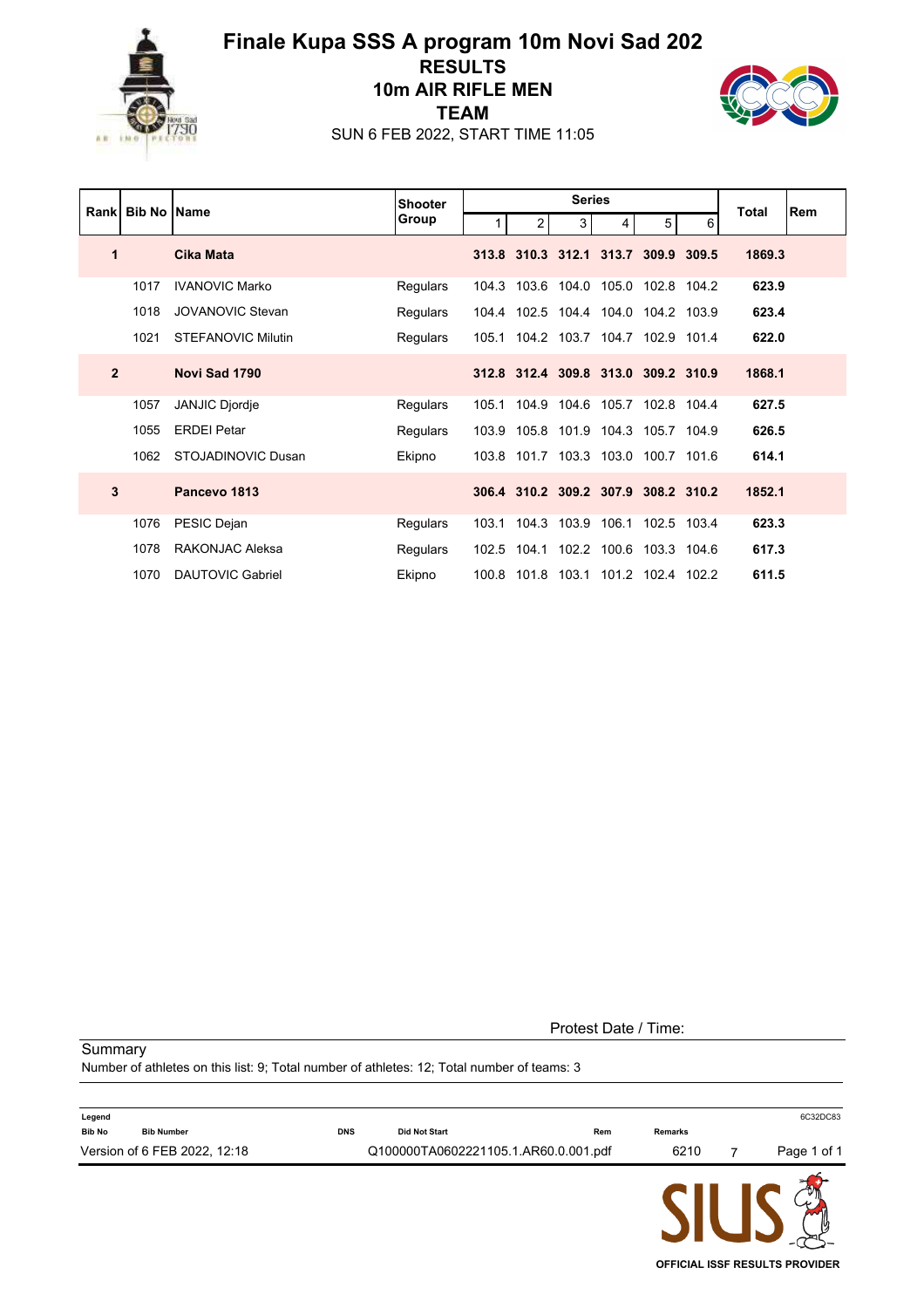# Finale Kupa SSS A program 10m Novi Sad 202

## RESULTS

## 10m AIR RIFLE MEN

## TEAM

SUN 6 FEB 2022, START TIME 11:05

| Rank | Bib No | Name | Shooter Group | Series 1 | 2 | 3 | 4 | 5 | 6 | Total | Rem |
|---|---|---|---|---|---|---|---|---|---|---|---|
| **1** | | **Cika Mata** | | **313.8** | **310.3** | **312.1** | **313.7** | **309.9** | **309.5** | **1869.3** | |
| | 1017 | IVANOVIC Marko | Regulars | 104.3 | 103.6 | 104.0 | 105.0 | 102.8 | 104.2 | **623.9** | |
| | 1018 | JOVANOVIC Stevan | Regulars | 104.4 | 102.5 | 104.4 | 104.0 | 104.2 | 103.9 | **623.4** | |
| | 1021 | STEFANOVIC Milutin | Regulars | 105.1 | 104.2 | 103.7 | 104.7 | 102.9 | 101.4 | **622.0** | |
| **2** | | **Novi Sad 1790** | | **312.8** | **312.4** | **309.8** | **313.0** | **309.2** | **310.9** | **1868.1** | |
| | 1057 | JANJIC Djordje | Regulars | 105.1 | 104.9 | 104.6 | 105.7 | 102.8 | 104.4 | **627.5** | |
| | 1055 | ERDEI Petar | Regulars | 103.9 | 105.8 | 101.9 | 104.3 | 105.7 | 104.9 | **626.5** | |
| | 1062 | STOJADINOVIC Dusan | Ekipno | 103.8 | 101.7 | 103.3 | 103.0 | 100.7 | 101.6 | **614.1** | |
| **3** | | **Pancevo 1813** | | **306.4** | **310.2** | **309.2** | **307.9** | **308.2** | **310.2** | **1852.1** | |
| | 1076 | PESIC Dejan | Regulars | 103.1 | 104.3 | 103.9 | 106.1 | 102.5 | 103.4 | **623.3** | |
| | 1078 | RAKONJAC Aleksa | Regulars | 102.5 | 104.1 | 102.2 | 100.6 | 103.3 | 104.6 | **617.3** | |
| | 1070 | DAUTOVIC Gabriel | Ekipno | 100.8 | 101.8 | 103.1 | 101.2 | 102.4 | 102.2 | **611.5** | |

Protest Date / Time:

Summary

Number of athletes on this list: 9; Total number of athletes: 12; Total number of teams: 3

**Legend**

| Bib No | Bib Number | DNS | Did Not Start | Rem | Remarks |
|---|---|---|---|---|---|

6C32DC83

Version of 6 FEB 2022, 12:18 Q100000TA0602221105.1.AR60.0.001.pdf 6210 7

OFFICIAL ISSF RESULTS PROVIDER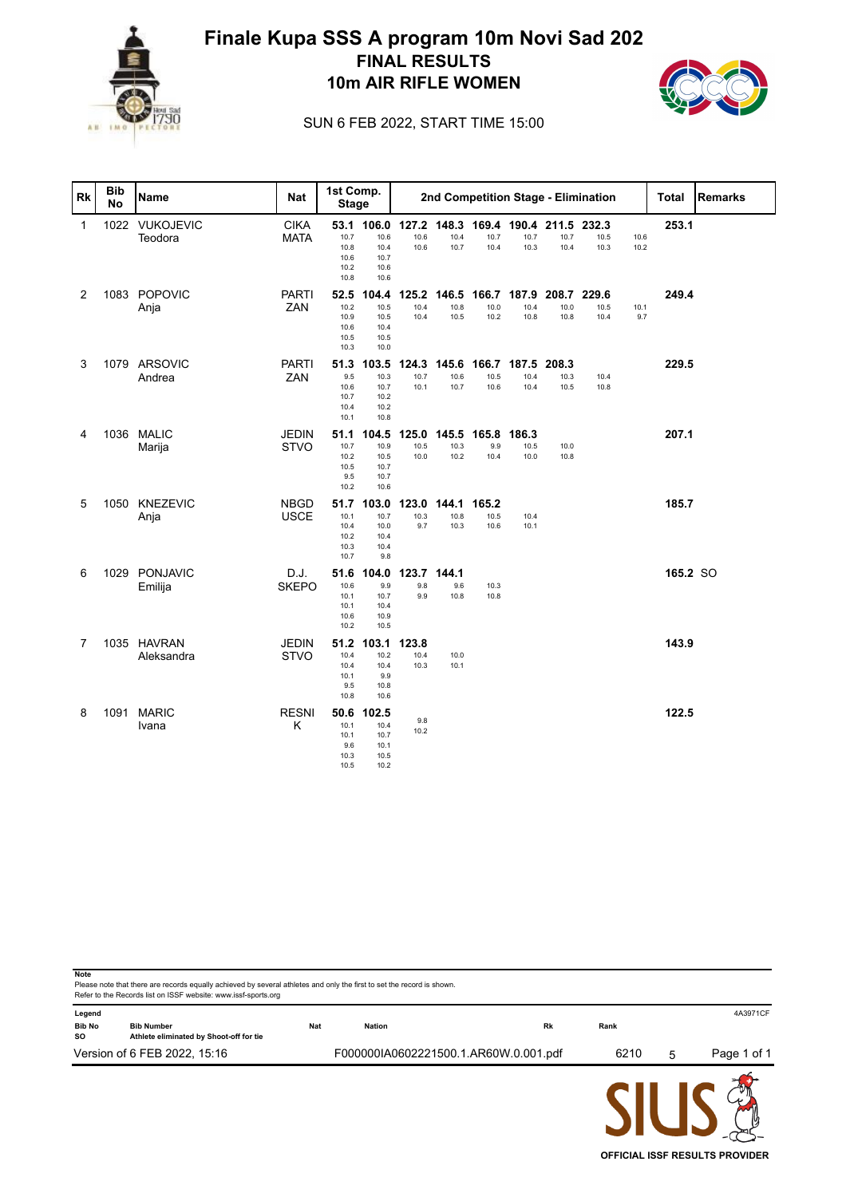# Finale Kupa SSS A program 10m Novi Sad 202

## FINAL RESULTS

## 10m AIR RIFLE WOMEN

SUN 6 FEB 2022, START TIME 15:00

| Rk | Bib No | Name | Nat | 1st Comp. Stage | | 2nd Competition Stage - Elimination | | | | | | | | | Total | Remarks |
|---|---|---|---|---|---|---|---|---|---|---|---|---|---|---|---|---|
| 1 | 1022 | VUKOJEVIC Teodora | CIKA MATA | 53.1<br>10.7<br>10.8<br>10.6<br>10.2<br>10.8 | 106.0<br>10.6<br>10.4<br>10.7<br>10.6<br>10.6 | 127.2<br>10.6<br>10.6 | 148.3<br>10.4<br>10.7 | 169.4<br>10.7<br>10.4 | 190.4<br>10.7<br>10.3 | 211.5<br>10.7<br>10.4 | 232.3<br>10.5<br>10.3 | 10.6<br>10.2 | 253.1 | |
| 2 | 1083 | POPOVIC Anja | PARTIZAN | 52.5<br>10.2<br>10.9<br>10.6<br>10.5<br>10.3 | 104.4<br>10.5<br>10.5<br>10.4<br>10.5<br>10.0 | 125.2<br>10.4<br>10.4 | 146.5<br>10.8<br>10.5 | 166.7<br>10.0<br>10.2 | 187.9<br>10.4<br>10.8 | 208.7<br>10.0<br>10.8 | 229.6<br>10.5<br>10.4 | 10.1<br>9.7 | 249.4 | |
| 3 | 1079 | ARSOVIC Andrea | PARTIZAN | 51.3<br>9.5<br>10.6<br>10.7<br>10.4<br>10.1 | 103.5<br>10.3<br>10.7<br>10.2<br>10.2<br>10.8 | 124.3<br>10.7<br>10.1 | 145.6<br>10.6<br>10.7 | 166.7<br>10.5<br>10.6 | 187.5<br>10.4<br>10.4 | 208.3<br>10.3<br>10.5 | 10.4<br>10.8 | | 229.5 | |
| 4 | 1036 | MALIC Marija | JEDINSTVO | 51.1<br>10.7<br>10.2<br>10.5<br>9.5<br>10.2 | 104.5<br>10.9<br>10.5<br>10.7<br>10.7<br>10.6 | 125.0<br>10.5<br>10.0 | 145.5<br>10.3<br>10.2 | 165.8<br>9.9<br>10.4 | 186.3<br>10.5<br>10.0 | 10.0<br>10.8 | | | 207.1 | |
| 5 | 1050 | KNEZEVIC Anja | NBGD USCE | 51.7<br>10.1<br>10.4<br>10.2<br>10.3<br>10.7 | 103.0<br>10.7<br>10.0<br>10.4<br>10.4<br>9.8 | 123.0<br>10.3<br>9.7 | 144.1<br>10.8<br>10.3 | 165.2<br>10.5<br>10.6 | 10.4<br>10.1 | | | | 185.7 | |
| 6 | 1029 | PONJAVIC Emilija | D.J. SKEPO | 51.6<br>10.6<br>10.1<br>10.1<br>10.6<br>10.2 | 104.0<br>9.9<br>10.7<br>10.4<br>10.9<br>10.5 | 123.7<br>9.8<br>9.9 | 144.1<br>9.6<br>10.8 | 10.3<br>10.8 | | | | | 165.2 | SO |
| 7 | 1035 | HAVRAN Aleksandra | JEDINSTVO | 51.2<br>10.4<br>10.4<br>10.1<br>9.5<br>10.8 | 103.1<br>10.2<br>10.4<br>9.9<br>10.8<br>10.6 | 123.8<br>10.4<br>10.3 | 10.0<br>10.1 | | | | | | 143.9 | |
| 8 | 1091 | MARIC Ivana | RESNIK | 50.6<br>10.1<br>10.1<br>9.6<br>10.3<br>10.5 | 102.5<br>10.4<br>10.7<br>10.1<br>10.5<br>10.2 | 9.8<br>10.2 | | | | | | | 122.5 | |

**Note**
Please note that there are records equally achieved by several athletes and only the first to set the record is shown.
Refer to the Records list on ISSF website: www.issf-sports.org

**Legend**

| | | | | | |
|---|---|---|---|---|---|
| **Bib No** | Bib Number | **Nat** | Nation | **Rk** | Rank |
| **SO** | Athlete eliminated by Shoot-off for tie | | | | |

4A3971CF

Version of 6 FEB 2022, 15:16 — F000000IA0602221500.1.AR60W.0.001.pdf — 6210 — 5

OFFICIAL ISSF RESULTS PROVIDER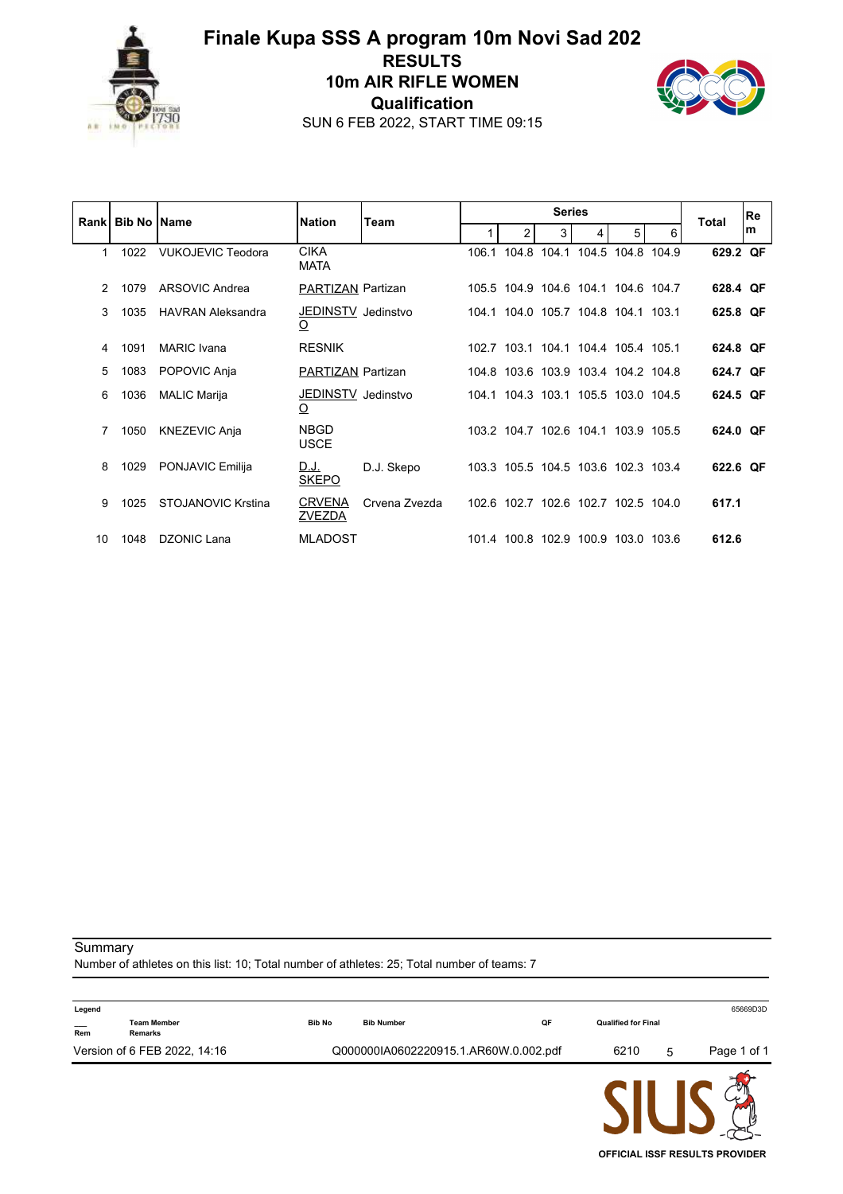# Finale Kupa SSS A program 10m Novi Sad 202

## RESULTS

## 10m AIR RIFLE WOMEN

## Qualification

SUN 6 FEB 2022, START TIME 09:15

| Rank | Bib No | Name | Nation | Team | Series | | | | | | Total | Rem |
|---|---|---|---|---|---|---|---|---|---|---|---|---|
| | | | | | 1 | 2 | 3 | 4 | 5 | 6 | | |
| 1 | 1022 | VUKOJEVIC Teodora | CIKA MATA | | 106.1 | 104.8 | 104.1 | 104.5 | 104.8 | 104.9 | **629.2** | **QF** |
| 2 | 1079 | ARSOVIC Andrea | PARTIZAN | Partizan | 105.5 | 104.9 | 104.6 | 104.1 | 104.6 | 104.7 | **628.4** | **QF** |
| 3 | 1035 | HAVRAN Aleksandra | JEDINSTVO | Jedinstvo | 104.1 | 104.0 | 105.7 | 104.8 | 104.1 | 103.1 | **625.8** | **QF** |
| 4 | 1091 | MARIC Ivana | RESNIK | | 102.7 | 103.1 | 104.1 | 104.4 | 105.4 | 105.1 | **624.8** | **QF** |
| 5 | 1083 | POPOVIC Anja | PARTIZAN | Partizan | 104.8 | 103.6 | 103.9 | 103.4 | 104.2 | 104.8 | **624.7** | **QF** |
| 6 | 1036 | MALIC Marija | JEDINSTVO | Jedinstvo | 104.1 | 104.3 | 103.1 | 105.5 | 103.0 | 104.5 | **624.5** | **QF** |
| 7 | 1050 | KNEZEVIC Anja | NBGD USCE | | 103.2 | 104.7 | 102.6 | 104.1 | 103.9 | 105.5 | **624.0** | **QF** |
| 8 | 1029 | PONJAVIC Emilija | D.J. SKEPO | D.J. Skepo | 103.3 | 105.5 | 104.5 | 103.6 | 102.3 | 103.4 | **622.6** | **QF** |
| 9 | 1025 | STOJANOVIC Krstina | CRVENA ZVEZDA | Crvena Zvezda | 102.6 | 102.7 | 102.6 | 102.7 | 102.5 | 104.0 | **617.1** | |
| 10 | 1048 | DZONIC Lana | MLADOST | | 101.4 | 100.8 | 102.9 | 100.9 | 103.0 | 103.6 | **612.6** | |

Summary

Number of athletes on this list: 10; Total number of athletes: 25; Total number of teams: 7

Legend

| Symbol | Meaning |
|---|---|
| ___ | Team Member |
| Rem | Remarks |
| Bib No | Bib Number |
| QF | Qualified for Final |

65669D3D

Version of 6 FEB 2022, 14:16 — Q000000IA0602220915.1.AR60W.0.002.pdf — 6210 5

OFFICIAL ISSF RESULTS PROVIDER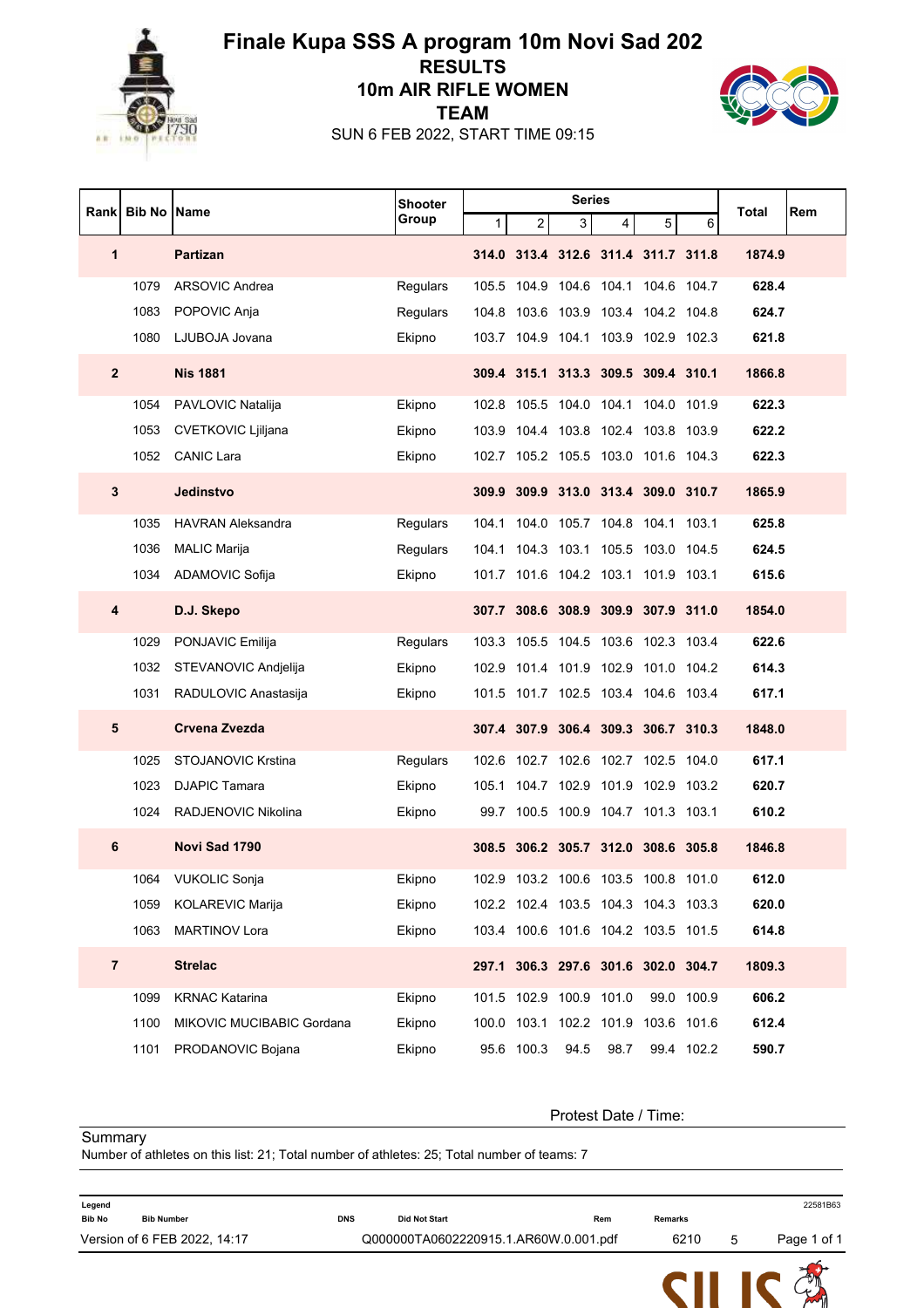# Finale Kupa SSS A program 10m Novi Sad 202

## RESULTS

## 10m AIR RIFLE WOMEN

## TEAM

SUN 6 FEB 2022, START TIME 09:15

| Rank | Bib No | Name | Shooter Group | Series 1 | 2 | 3 | 4 | 5 | 6 | Total | Rem |
|---|---|---|---|---|---|---|---|---|---|---|---|
| **1** | | **Partizan** | | **314.0** | **313.4** | **312.6** | **311.4** | **311.7** | **311.8** | **1874.9** | |
| | 1079 | ARSOVIC Andrea | Regulars | 105.5 | 104.9 | 104.6 | 104.1 | 104.6 | 104.7 | **628.4** | |
| | 1083 | POPOVIC Anja | Regulars | 104.8 | 103.6 | 103.9 | 103.4 | 104.2 | 104.8 | **624.7** | |
| | 1080 | LJUBOJA Jovana | Ekipno | 103.7 | 104.9 | 104.1 | 103.9 | 102.9 | 102.3 | **621.8** | |
| **2** | | **Nis 1881** | | **309.4** | **315.1** | **313.3** | **309.5** | **309.4** | **310.1** | **1866.8** | |
| | 1054 | PAVLOVIC Natalija | Ekipno | 102.8 | 105.5 | 104.0 | 104.1 | 104.0 | 101.9 | **622.3** | |
| | 1053 | CVETKOVIC Ljiljana | Ekipno | 103.9 | 104.4 | 103.8 | 102.4 | 103.8 | 103.9 | **622.2** | |
| | 1052 | CANIC Lara | Ekipno | 102.7 | 105.2 | 105.5 | 103.0 | 101.6 | 104.3 | **622.3** | |
| **3** | | **Jedinstvo** | | **309.9** | **309.9** | **313.0** | **313.4** | **309.0** | **310.7** | **1865.9** | |
| | 1035 | HAVRAN Aleksandra | Regulars | 104.1 | 104.0 | 105.7 | 104.8 | 104.1 | 103.1 | **625.8** | |
| | 1036 | MALIC Marija | Regulars | 104.1 | 104.3 | 103.1 | 105.5 | 103.0 | 104.5 | **624.5** | |
| | 1034 | ADAMOVIC Sofija | Ekipno | 101.7 | 101.6 | 104.2 | 103.1 | 101.9 | 103.1 | **615.6** | |
| **4** | | **D.J. Skepo** | | **307.7** | **308.6** | **308.9** | **309.9** | **307.9** | **311.0** | **1854.0** | |
| | 1029 | PONJAVIC Emilija | Regulars | 103.3 | 105.5 | 104.5 | 103.6 | 102.3 | 103.4 | **622.6** | |
| | 1032 | STEVANOVIC Andjelija | Ekipno | 102.9 | 101.4 | 101.9 | 102.9 | 101.0 | 104.2 | **614.3** | |
| | 1031 | RADULOVIC Anastasija | Ekipno | 101.5 | 101.7 | 102.5 | 103.4 | 104.6 | 103.4 | **617.1** | |
| **5** | | **Crvena Zvezda** | | **307.4** | **307.9** | **306.4** | **309.3** | **306.7** | **310.3** | **1848.0** | |
| | 1025 | STOJANOVIC Krstina | Regulars | 102.6 | 102.7 | 102.6 | 102.7 | 102.5 | 104.0 | **617.1** | |
| | 1023 | DJAPIC Tamara | Ekipno | 105.1 | 104.7 | 102.9 | 101.9 | 102.9 | 103.2 | **620.7** | |
| | 1024 | RADJENOVIC Nikolina | Ekipno | 99.7 | 100.5 | 100.9 | 104.7 | 101.3 | 103.1 | **610.2** | |
| **6** | | **Novi Sad 1790** | | **308.5** | **306.2** | **305.7** | **312.0** | **308.6** | **305.8** | **1846.8** | |
| | 1064 | VUKOLIC Sonja | Ekipno | 102.9 | 103.2 | 100.6 | 103.5 | 100.8 | 101.0 | **612.0** | |
| | 1059 | KOLAREVIC Marija | Ekipno | 102.2 | 102.4 | 103.5 | 104.3 | 104.3 | 103.3 | **620.0** | |
| | 1063 | MARTINOV Lora | Ekipno | 103.4 | 100.6 | 101.6 | 104.2 | 103.5 | 101.5 | **614.8** | |
| **7** | | **Strelac** | | **297.1** | **306.3** | **297.6** | **301.6** | **302.0** | **304.7** | **1809.3** | |
| | 1099 | KRNAC Katarina | Ekipno | 101.5 | 102.9 | 100.9 | 101.0 | 99.0 | 100.9 | **606.2** | |
| | 1100 | MIKOVIC MUCIBABIC Gordana | Ekipno | 100.0 | 103.1 | 102.2 | 101.9 | 103.6 | 101.6 | **612.4** | |
| | 1101 | PRODANOVIC Bojana | Ekipno | 95.6 | 100.3 | 94.5 | 98.7 | 99.4 | 102.2 | **590.7** | |

Protest Date / Time:

Summary

Number of athletes on this list: 21; Total number of athletes: 25; Total number of teams: 7

| Legend | | | | | |
|---|---|---|---|---|---|
| Bib No | Bib Number | DNS | Did Not Start | Rem | Remarks |

22581B63

Version of 6 FEB 2022, 14:17 Q000000TA0602220915.1.AR60W.0.001.pdf 6210 5